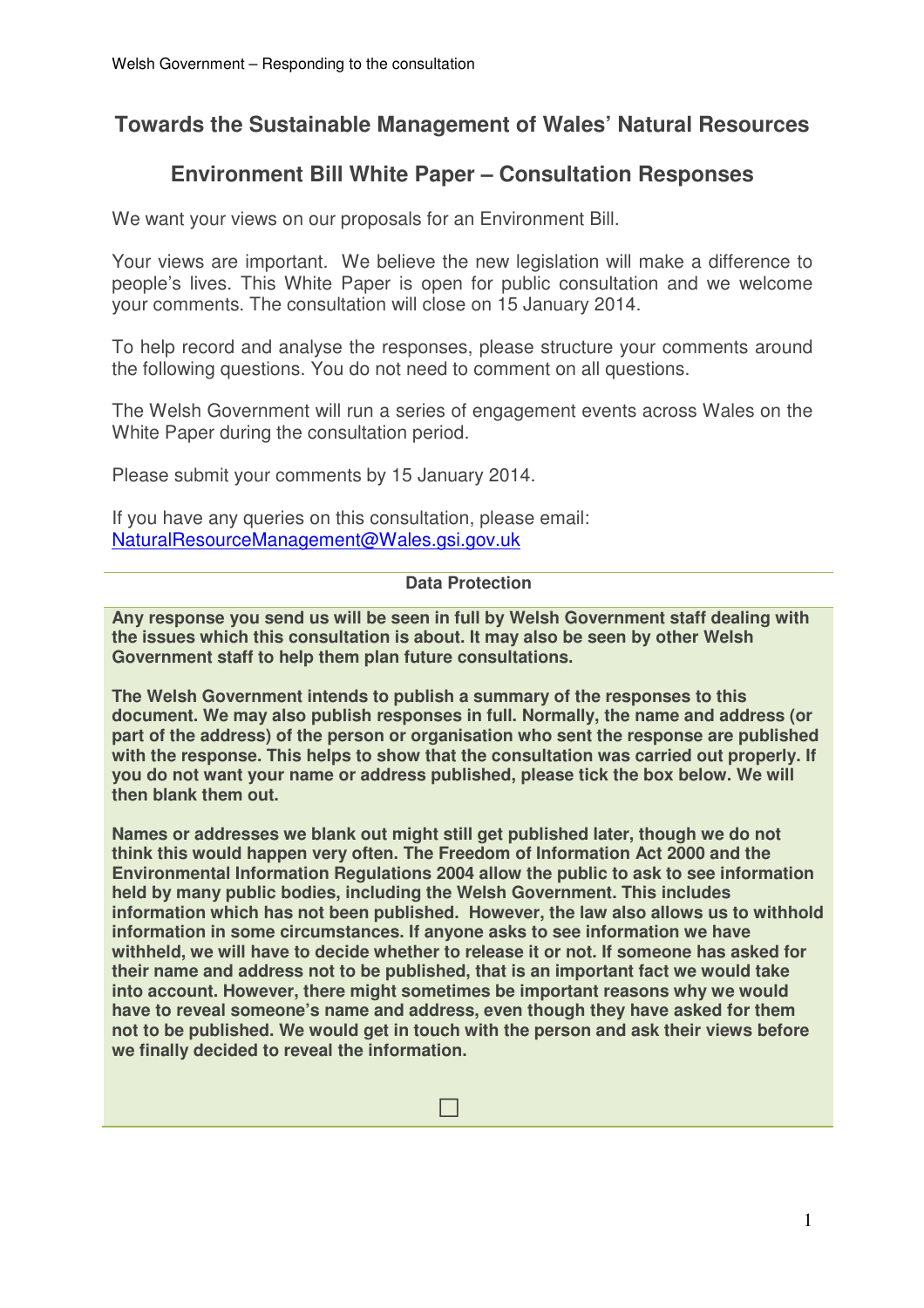# Towards the Sustainable Management of Wales' Natural Resources

## Environment Bill White Paper – Consultation Responses

We want your views on our proposals for an Environment Bill.

Your views are important. We believe the new legislation will make a difference to people's lives. This White Paper is open for public consultation and we welcome your comments. The consultation will close on 15 January 2014.

To help record and analyse the responses, please structure your comments around the following questions. You do not need to comment on all questions.

The Welsh Government will run a series of engagement events across Wales on the White Paper during the consultation period.

Please submit your comments by 15 January 2014.

If you have any queries on this consultation, please email:
NaturalResourceManagement@Wales.gsi.gov.uk

**Data Protection**

**Any response you send us will be seen in full by Welsh Government staff dealing with the issues which this consultation is about. It may also be seen by other Welsh Government staff to help them plan future consultations.**

**The Welsh Government intends to publish a summary of the responses to this document. We may also publish responses in full. Normally, the name and address (or part of the address) of the person or organisation who sent the response are published with the response. This helps to show that the consultation was carried out properly. If you do not want your name or address published, please tick the box below. We will then blank them out.**

**Names or addresses we blank out might still get published later, though we do not think this would happen very often. The Freedom of Information Act 2000 and the Environmental Information Regulations 2004 allow the public to ask to see information held by many public bodies, including the Welsh Government. This includes information which has not been published. However, the law also allows us to withhold information in some circumstances. If anyone asks to see information we have withheld, we will have to decide whether to release it or not. If someone has asked for their name and address not to be published, that is an important fact we would take into account. However, there might sometimes be important reasons why we would have to reveal someone's name and address, even though they have asked for them not to be published. We would get in touch with the person and ask their views before we finally decided to reveal the information.**

☐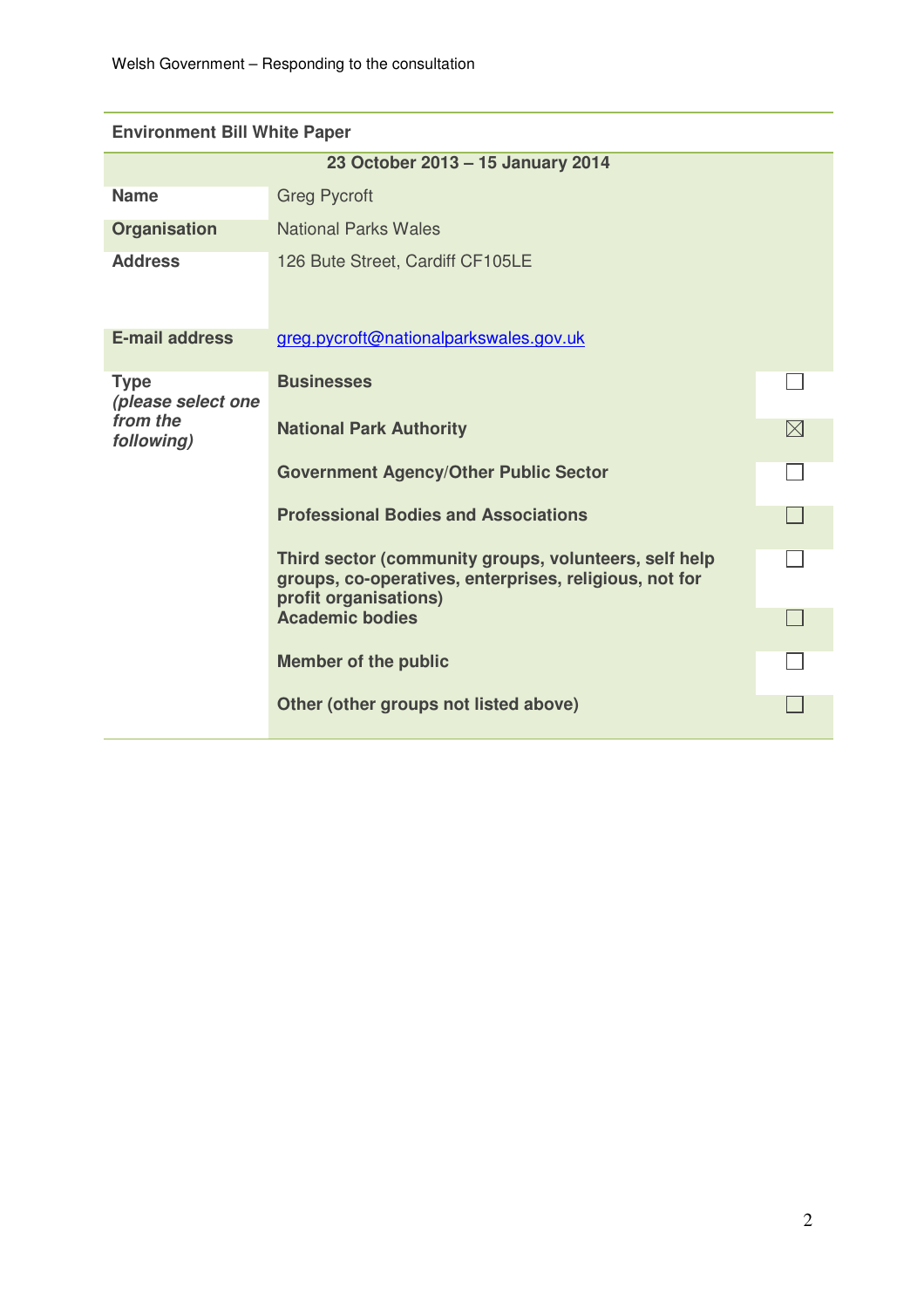Welsh Government – Responding to the consultation

| Environment Bill White Paper | | |
|---|---|---|
| 23 October 2013 – 15 January 2014 | | |
| **Name** | Greg Pycroft | |
| **Organisation** | National Parks Wales | |
| **Address** | 126 Bute Street, Cardiff CF105LE | |
| **E-mail address** | greg.pycroft@nationalparkswales.gov.uk | |
| **Type** *(please select one from the following)* | **Businesses** | ☐ |
| | **National Park Authority** | ☒ |
| | **Government Agency/Other Public Sector** | ☐ |
| | **Professional Bodies and Associations** | ☐ |
| | **Third sector (community groups, volunteers, self help groups, co-operatives, enterprises, religious, not for profit organisations)** | ☐ |
| | **Academic bodies** | ☐ |
| | **Member of the public** | ☐ |
| | **Other (other groups not listed above)** | ☐ |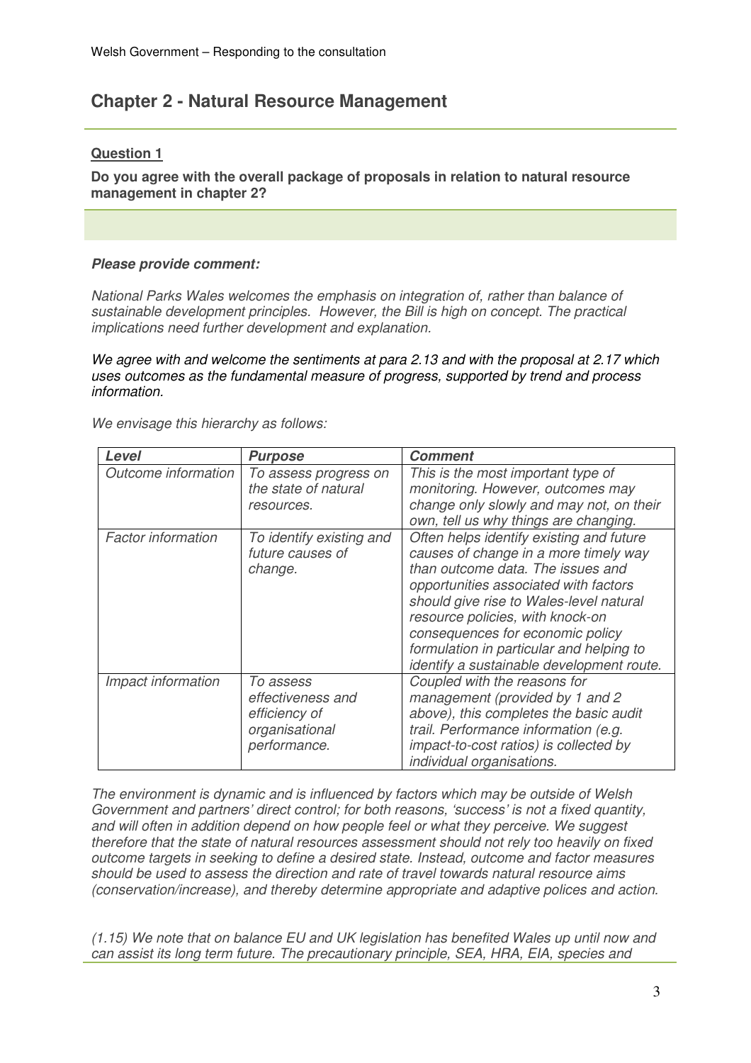## Chapter 2 - Natural Resource Management

**Question 1**

**Do you agree with the overall package of proposals in relation to natural resource management in chapter 2?**

***Please provide comment:***

*National Parks Wales welcomes the emphasis on integration of, rather than balance of sustainable development principles. However, the Bill is high on concept. The practical implications need further development and explanation.*

*We agree with and welcome the sentiments at para 2.13 and with the proposal at 2.17 which uses outcomes as the fundamental measure of progress, supported by trend and process information.*

*We envisage this hierarchy as follows:*

| ***Level*** | ***Purpose*** | ***Comment*** |
|---|---|---|
| *Outcome information* | *To assess progress on the state of natural resources.* | *This is the most important type of monitoring. However, outcomes may change only slowly and may not, on their own, tell us why things are changing.* |
| *Factor information* | *To identify existing and future causes of change.* | *Often helps identify existing and future causes of change in a more timely way than outcome data. The issues and opportunities associated with factors should give rise to Wales-level natural resource policies, with knock-on consequences for economic policy formulation in particular and helping to identify a sustainable development route.* |
| *Impact information* | *To assess effectiveness and efficiency of organisational performance.* | *Coupled with the reasons for management (provided by 1 and 2 above), this completes the basic audit trail. Performance information (e.g. impact-to-cost ratios) is collected by individual organisations.* |

*The environment is dynamic and is influenced by factors which may be outside of Welsh Government and partners' direct control; for both reasons, 'success' is not a fixed quantity, and will often in addition depend on how people feel or what they perceive. We suggest therefore that the state of natural resources assessment should not rely too heavily on fixed outcome targets in seeking to define a desired state. Instead, outcome and factor measures should be used to assess the direction and rate of travel towards natural resource aims (conservation/increase), and thereby determine appropriate and adaptive polices and action.*

*(1.15) We note that on balance EU and UK legislation has benefited Wales up until now and can assist its long term future. The precautionary principle, SEA, HRA, EIA, species and*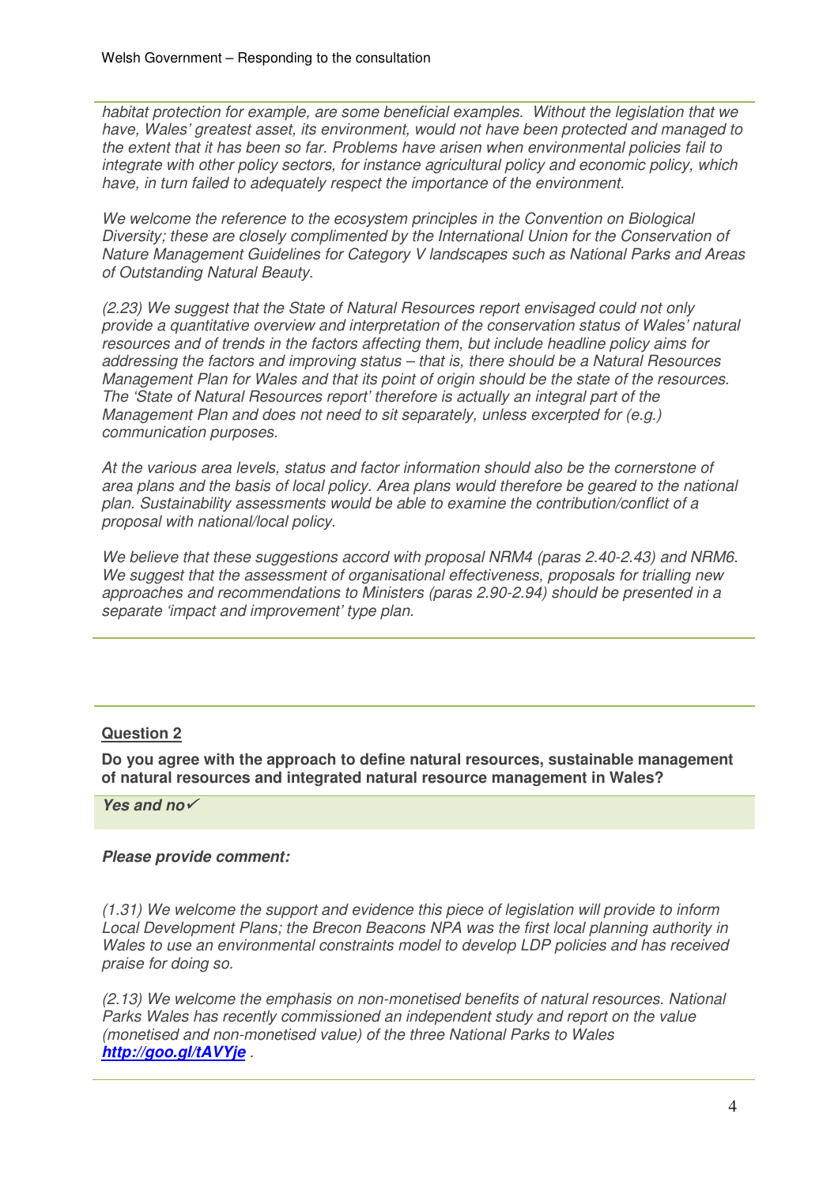*habitat protection for example, are some beneficial examples. Without the legislation that we have, Wales' greatest asset, its environment, would not have been protected and managed to the extent that it has been so far. Problems have arisen when environmental policies fail to integrate with other policy sectors, for instance agricultural policy and economic policy, which have, in turn failed to adequately respect the importance of the environment.*

*We welcome the reference to the ecosystem principles in the Convention on Biological Diversity; these are closely complimented by the International Union for the Conservation of Nature Management Guidelines for Category V landscapes such as National Parks and Areas of Outstanding Natural Beauty.*

*(2.23) We suggest that the State of Natural Resources report envisaged could not only provide a quantitative overview and interpretation of the conservation status of Wales' natural resources and of trends in the factors affecting them, but include headline policy aims for addressing the factors and improving status – that is, there should be a Natural Resources Management Plan for Wales and that its point of origin should be the state of the resources. The 'State of Natural Resources report' therefore is actually an integral part of the Management Plan and does not need to sit separately, unless excerpted for (e.g.) communication purposes.*

*At the various area levels, status and factor information should also be the cornerstone of area plans and the basis of local policy. Area plans would therefore be geared to the national plan. Sustainability assessments would be able to examine the contribution/conflict of a proposal with national/local policy.*

*We believe that these suggestions accord with proposal NRM4 (paras 2.40-2.43) and NRM6. We suggest that the assessment of organisational effectiveness, proposals for trialling new approaches and recommendations to Ministers (paras 2.90-2.94) should be presented in a separate 'impact and improvement' type plan.*

**Question 2**

**Do you agree with the approach to define natural resources, sustainable management of natural resources and integrated natural resource management in Wales?**

***Yes and no*✓**

***Please provide comment:***

*(1.31) We welcome the support and evidence this piece of legislation will provide to inform Local Development Plans; the Brecon Beacons NPA was the first local planning authority in Wales to use an environmental constraints model to develop LDP policies and has received praise for doing so.*

*(2.13) We welcome the emphasis on non-monetised benefits of natural resources. National Parks Wales has recently commissioned an independent study and report on the value (monetised and non-monetised value) of the three National Parks to Wales* ***http://goo.gl/tAVYje*** *.*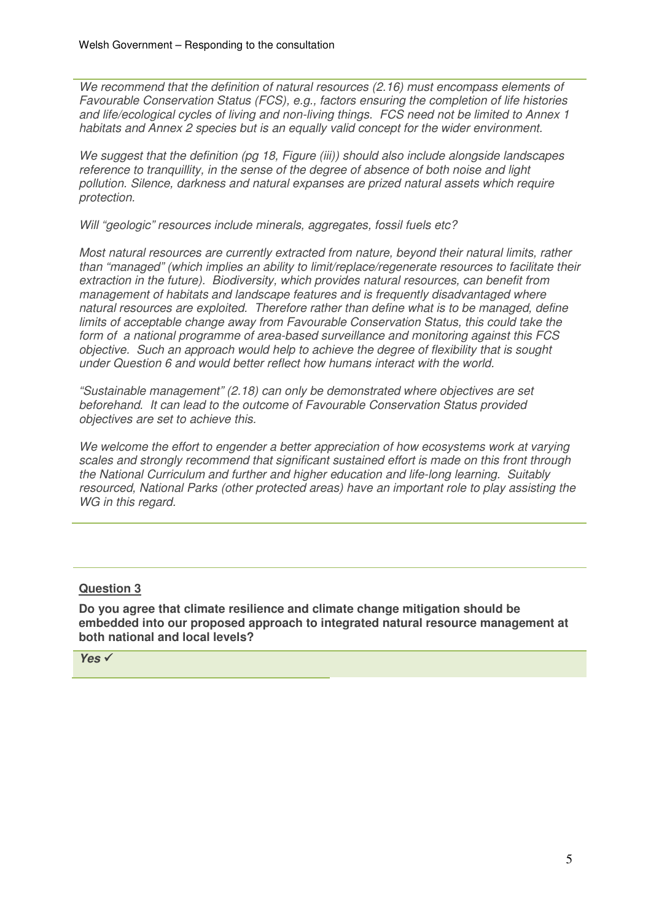*We recommend that the definition of natural resources (2.16) must encompass elements of Favourable Conservation Status (FCS), e.g., factors ensuring the completion of life histories and life/ecological cycles of living and non-living things. FCS need not be limited to Annex 1 habitats and Annex 2 species but is an equally valid concept for the wider environment.*

*We suggest that the definition (pg 18, Figure (iii)) should also include alongside landscapes reference to tranquillity, in the sense of the degree of absence of both noise and light pollution. Silence, darkness and natural expanses are prized natural assets which require protection.*

*Will "geologic" resources include minerals, aggregates, fossil fuels etc?*

*Most natural resources are currently extracted from nature, beyond their natural limits, rather than "managed" (which implies an ability to limit/replace/regenerate resources to facilitate their extraction in the future). Biodiversity, which provides natural resources, can benefit from management of habitats and landscape features and is frequently disadvantaged where natural resources are exploited. Therefore rather than define what is to be managed, define limits of acceptable change away from Favourable Conservation Status, this could take the form of a national programme of area-based surveillance and monitoring against this FCS objective. Such an approach would help to achieve the degree of flexibility that is sought under Question 6 and would better reflect how humans interact with the world.*

*"Sustainable management" (2.18) can only be demonstrated where objectives are set beforehand. It can lead to the outcome of Favourable Conservation Status provided objectives are set to achieve this.*

*We welcome the effort to engender a better appreciation of how ecosystems work at varying scales and strongly recommend that significant sustained effort is made on this front through the National Curriculum and further and higher education and life-long learning. Suitably resourced, National Parks (other protected areas) have an important role to play assisting the WG in this regard.*

**<u>Question 3</u>**

**Do you agree that climate resilience and climate change mitigation should be embedded into our proposed approach to integrated natural resource management at both national and local levels?**

***Yes ✓***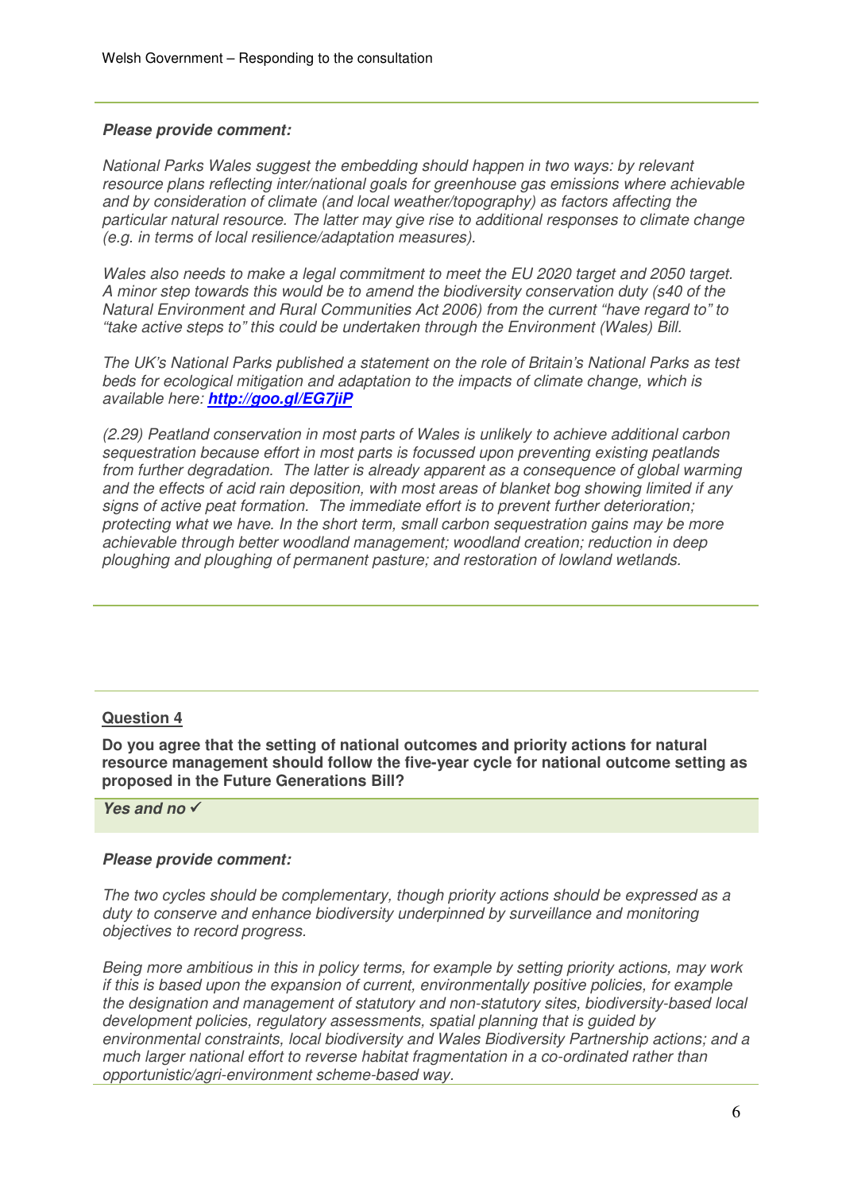***Please provide comment:***

*National Parks Wales suggest the embedding should happen in two ways: by relevant resource plans reflecting inter/national goals for greenhouse gas emissions where achievable and by consideration of climate (and local weather/topography) as factors affecting the particular natural resource. The latter may give rise to additional responses to climate change (e.g. in terms of local resilience/adaptation measures).*

*Wales also needs to make a legal commitment to meet the EU 2020 target and 2050 target. A minor step towards this would be to amend the biodiversity conservation duty (s40 of the Natural Environment and Rural Communities Act 2006) from the current "have regard to" to "take active steps to" this could be undertaken through the Environment (Wales) Bill.*

*The UK's National Parks published a statement on the role of Britain's National Parks as test beds for ecological mitigation and adaptation to the impacts of climate change, which is available here:* ***http://goo.gl/EG7jiP***

*(2.29) Peatland conservation in most parts of Wales is unlikely to achieve additional carbon sequestration because effort in most parts is focussed upon preventing existing peatlands from further degradation. The latter is already apparent as a consequence of global warming and the effects of acid rain deposition, with most areas of blanket bog showing limited if any signs of active peat formation. The immediate effort is to prevent further deterioration; protecting what we have. In the short term, small carbon sequestration gains may be more achievable through better woodland management; woodland creation; reduction in deep ploughing and ploughing of permanent pasture; and restoration of lowland wetlands.*

## Question 4

**Do you agree that the setting of national outcomes and priority actions for natural resource management should follow the five-year cycle for national outcome setting as proposed in the Future Generations Bill?**

***Yes and no*** ✓

***Please provide comment:***

*The two cycles should be complementary, though priority actions should be expressed as a duty to conserve and enhance biodiversity underpinned by surveillance and monitoring objectives to record progress.*

*Being more ambitious in this in policy terms, for example by setting priority actions, may work if this is based upon the expansion of current, environmentally positive policies, for example the designation and management of statutory and non-statutory sites, biodiversity-based local development policies, regulatory assessments, spatial planning that is guided by environmental constraints, local biodiversity and Wales Biodiversity Partnership actions; and a much larger national effort to reverse habitat fragmentation in a co-ordinated rather than opportunistic/agri-environment scheme-based way.*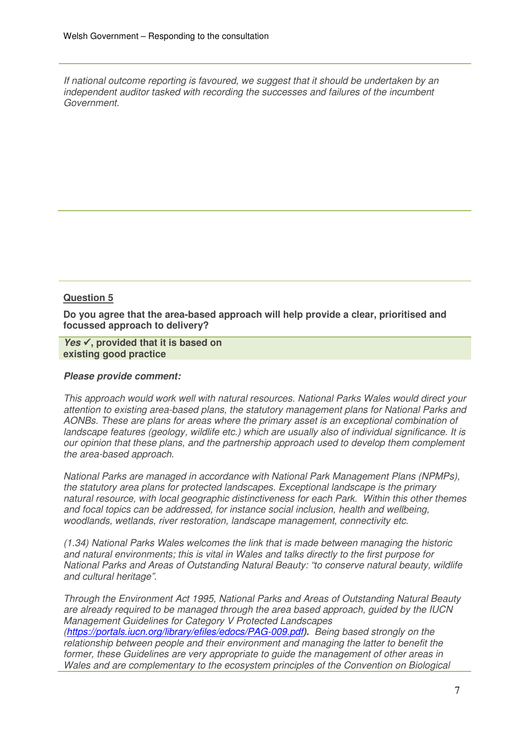*If national outcome reporting is favoured, we suggest that it should be undertaken by an independent auditor tasked with recording the successes and failures of the incumbent Government.*

**Question 5**

**Do you agree that the area-based approach will help provide a clear, prioritised and focussed approach to delivery?**

***Yes* ✓, provided that it is based on existing good practice**

***Please provide comment:***

*This approach would work well with natural resources. National Parks Wales would direct your attention to existing area-based plans, the statutory management plans for National Parks and AONBs. These are plans for areas where the primary asset is an exceptional combination of landscape features (geology, wildlife etc.) which are usually also of individual significance. It is our opinion that these plans, and the partnership approach used to develop them complement the area-based approach.*

*National Parks are managed in accordance with National Park Management Plans (NPMPs), the statutory area plans for protected landscapes. Exceptional landscape is the primary natural resource, with local geographic distinctiveness for each Park. Within this other themes and focal topics can be addressed, for instance social inclusion, health and wellbeing, woodlands, wetlands, river restoration, landscape management, connectivity etc.*

*(1.34) National Parks Wales welcomes the link that is made between managing the historic and natural environments; this is vital in Wales and talks directly to the first purpose for National Parks and Areas of Outstanding Natural Beauty: "to conserve natural beauty, wildlife and cultural heritage".*

*Through the Environment Act 1995, National Parks and Areas of Outstanding Natural Beauty are already required to be managed through the area based approach, guided by the IUCN Management Guidelines for Category V Protected Landscapes (https://portals.iucn.org/library/efiles/edocs/PAG-009.pdf). Being based strongly on the relationship between people and their environment and managing the latter to benefit the former, these Guidelines are very appropriate to guide the management of other areas in Wales and are complementary to the ecosystem principles of the Convention on Biological*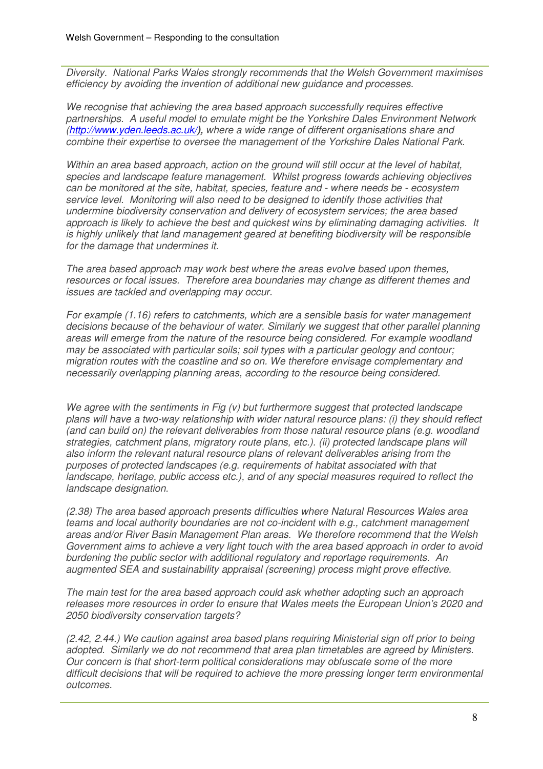*Diversity. National Parks Wales strongly recommends that the Welsh Government maximises efficiency by avoiding the invention of additional new guidance and processes.*

*We recognise that achieving the area based approach successfully requires effective partnerships. A useful model to emulate might be the Yorkshire Dales Environment Network ([http://www.yden.leeds.ac.uk/](http://www.yden.leeds.ac.uk/)), where a wide range of different organisations share and combine their expertise to oversee the management of the Yorkshire Dales National Park.*

*Within an area based approach, action on the ground will still occur at the level of habitat, species and landscape feature management. Whilst progress towards achieving objectives can be monitored at the site, habitat, species, feature and - where needs be - ecosystem service level. Monitoring will also need to be designed to identify those activities that undermine biodiversity conservation and delivery of ecosystem services; the area based approach is likely to achieve the best and quickest wins by eliminating damaging activities. It is highly unlikely that land management geared at benefiting biodiversity will be responsible for the damage that undermines it.*

*The area based approach may work best where the areas evolve based upon themes, resources or focal issues. Therefore area boundaries may change as different themes and issues are tackled and overlapping may occur.*

*For example (1.16) refers to catchments, which are a sensible basis for water management decisions because of the behaviour of water. Similarly we suggest that other parallel planning areas will emerge from the nature of the resource being considered. For example woodland may be associated with particular soils; soil types with a particular geology and contour; migration routes with the coastline and so on. We therefore envisage complementary and necessarily overlapping planning areas, according to the resource being considered.*

*We agree with the sentiments in Fig (v) but furthermore suggest that protected landscape plans will have a two-way relationship with wider natural resource plans: (i) they should reflect (and can build on) the relevant deliverables from those natural resource plans (e.g. woodland strategies, catchment plans, migratory route plans, etc.). (ii) protected landscape plans will also inform the relevant natural resource plans of relevant deliverables arising from the purposes of protected landscapes (e.g. requirements of habitat associated with that landscape, heritage, public access etc.), and of any special measures required to reflect the landscape designation.*

*(2.38) The area based approach presents difficulties where Natural Resources Wales area teams and local authority boundaries are not co-incident with e.g., catchment management areas and/or River Basin Management Plan areas. We therefore recommend that the Welsh Government aims to achieve a very light touch with the area based approach in order to avoid burdening the public sector with additional regulatory and reportage requirements. An augmented SEA and sustainability appraisal (screening) process might prove effective.*

*The main test for the area based approach could ask whether adopting such an approach releases more resources in order to ensure that Wales meets the European Union's 2020 and 2050 biodiversity conservation targets?*

*(2.42, 2.44.) We caution against area based plans requiring Ministerial sign off prior to being adopted. Similarly we do not recommend that area plan timetables are agreed by Ministers. Our concern is that short-term political considerations may obfuscate some of the more difficult decisions that will be required to achieve the more pressing longer term environmental outcomes.*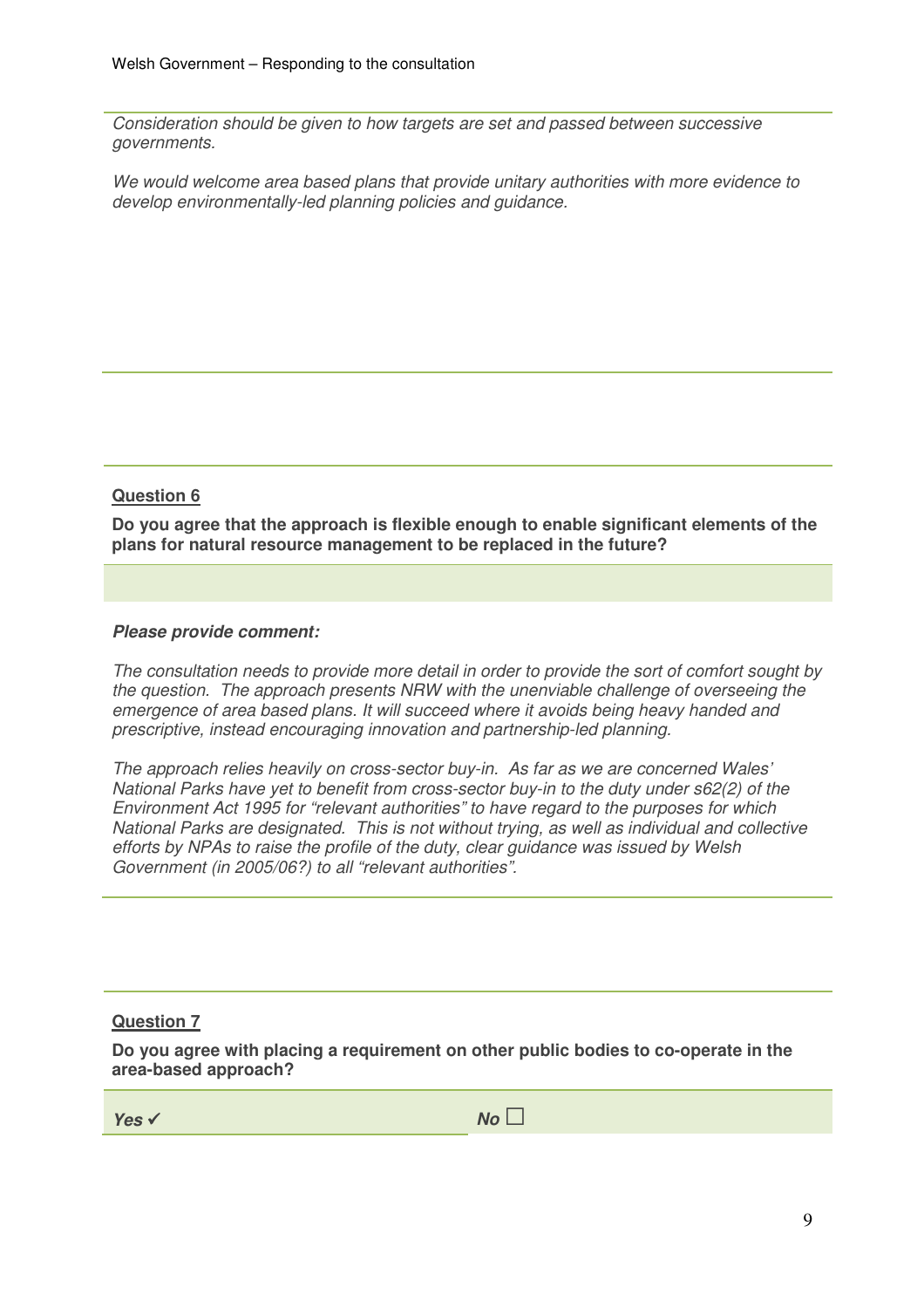*Consideration should be given to how targets are set and passed between successive governments.*

*We would welcome area based plans that provide unitary authorities with more evidence to develop environmentally-led planning policies and guidance.*

**Question 6**

**Do you agree that the approach is flexible enough to enable significant elements of the plans for natural resource management to be replaced in the future?**

***Please provide comment:***

*The consultation needs to provide more detail in order to provide the sort of comfort sought by the question. The approach presents NRW with the unenviable challenge of overseeing the emergence of area based plans. It will succeed where it avoids being heavy handed and prescriptive, instead encouraging innovation and partnership-led planning.*

*The approach relies heavily on cross-sector buy-in. As far as we are concerned Wales' National Parks have yet to benefit from cross-sector buy-in to the duty under s62(2) of the Environment Act 1995 for "relevant authorities" to have regard to the purposes for which National Parks are designated. This is not without trying, as well as individual and collective efforts by NPAs to raise the profile of the duty, clear guidance was issued by Welsh Government (in 2005/06?) to all "relevant authorities".*

**Question 7**

**Do you agree with placing a requirement on other public bodies to co-operate in the area-based approach?**

| ***Yes*** ✓ | ***No*** ☐ |
|---|---|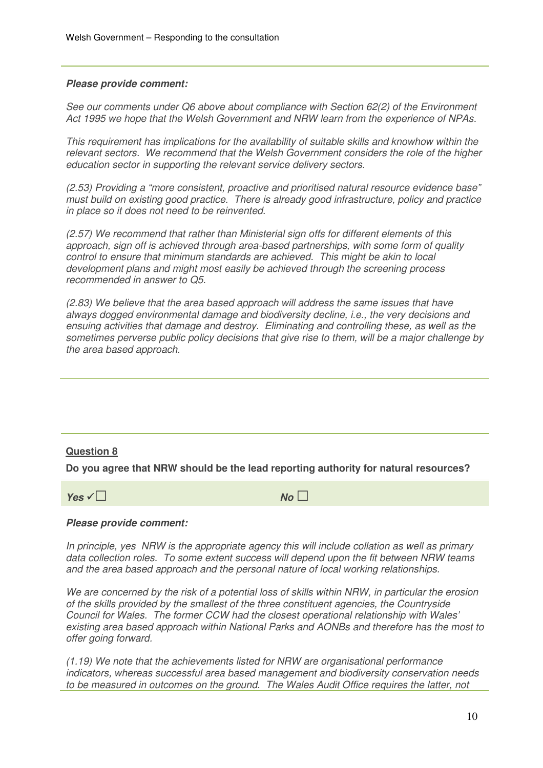***Please provide comment:***

*See our comments under Q6 above about compliance with Section 62(2) of the Environment Act 1995 we hope that the Welsh Government and NRW learn from the experience of NPAs.*

*This requirement has implications for the availability of suitable skills and knowhow within the relevant sectors. We recommend that the Welsh Government considers the role of the higher education sector in supporting the relevant service delivery sectors.*

*(2.53) Providing a "more consistent, proactive and prioritised natural resource evidence base" must build on existing good practice. There is already good infrastructure, policy and practice in place so it does not need to be reinvented.*

*(2.57) We recommend that rather than Ministerial sign offs for different elements of this approach, sign off is achieved through area-based partnerships, with some form of quality control to ensure that minimum standards are achieved. This might be akin to local development plans and might most easily be achieved through the screening process recommended in answer to Q5.*

*(2.83) We believe that the area based approach will address the same issues that have always dogged environmental damage and biodiversity decline, i.e., the very decisions and ensuing activities that damage and destroy. Eliminating and controlling these, as well as the sometimes perverse public policy decisions that give rise to them, will be a major challenge by the area based approach.*

## Question 8

**Do you agree that NRW should be the lead reporting authority for natural resources?**

***Yes*** ✓☐ ***No*** ☐

***Please provide comment:***

*In principle, yes NRW is the appropriate agency this will include collation as well as primary data collection roles. To some extent success will depend upon the fit between NRW teams and the area based approach and the personal nature of local working relationships.*

*We are concerned by the risk of a potential loss of skills within NRW, in particular the erosion of the skills provided by the smallest of the three constituent agencies, the Countryside Council for Wales. The former CCW had the closest operational relationship with Wales' existing area based approach within National Parks and AONBs and therefore has the most to offer going forward.*

*(1.19) We note that the achievements listed for NRW are organisational performance indicators, whereas successful area based management and biodiversity conservation needs to be measured in outcomes on the ground. The Wales Audit Office requires the latter, not*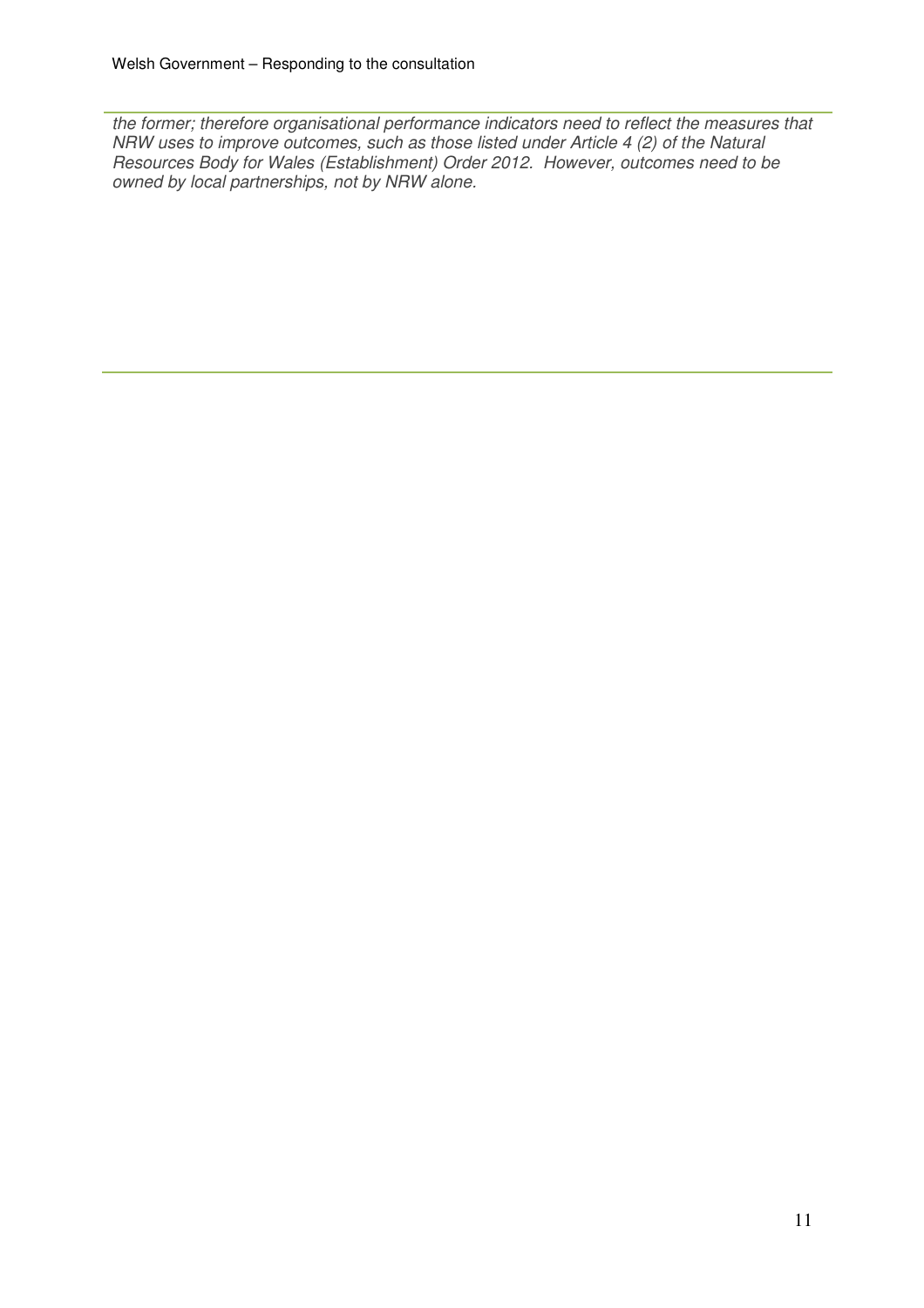*the former; therefore organisational performance indicators need to reflect the measures that NRW uses to improve outcomes, such as those listed under Article 4 (2) of the Natural Resources Body for Wales (Establishment) Order 2012. However, outcomes need to be owned by local partnerships, not by NRW alone.*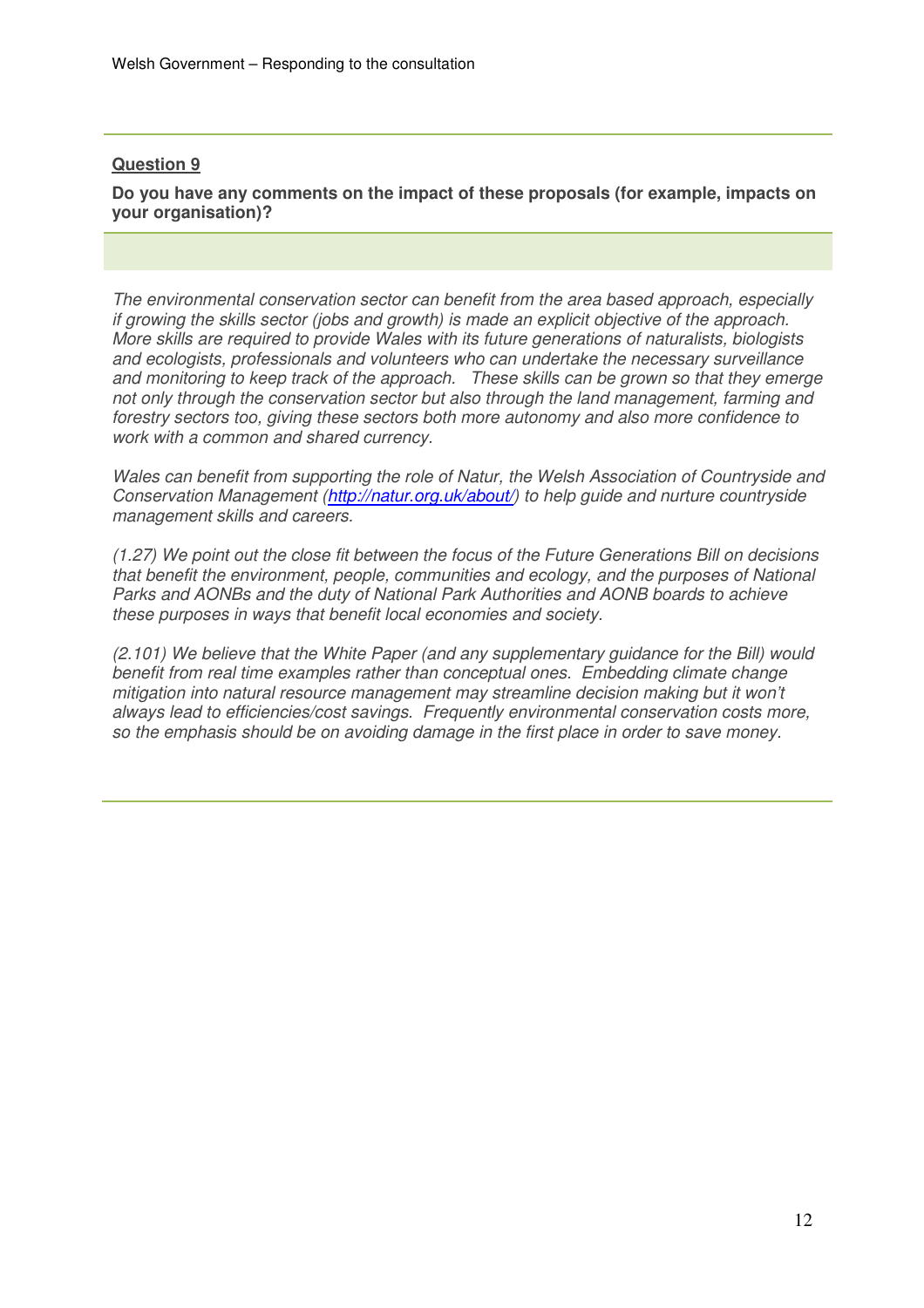**Question 9**

**Do you have any comments on the impact of these proposals (for example, impacts on your organisation)?**

*The environmental conservation sector can benefit from the area based approach, especially if growing the skills sector (jobs and growth) is made an explicit objective of the approach. More skills are required to provide Wales with its future generations of naturalists, biologists and ecologists, professionals and volunteers who can undertake the necessary surveillance and monitoring to keep track of the approach. These skills can be grown so that they emerge not only through the conservation sector but also through the land management, farming and forestry sectors too, giving these sectors both more autonomy and also more confidence to work with a common and shared currency.*

*Wales can benefit from supporting the role of Natur, the Welsh Association of Countryside and Conservation Management ([http://natur.org.uk/about/](http://natur.org.uk/about/)) to help guide and nurture countryside management skills and careers.*

*(1.27) We point out the close fit between the focus of the Future Generations Bill on decisions that benefit the environment, people, communities and ecology, and the purposes of National Parks and AONBs and the duty of National Park Authorities and AONB boards to achieve these purposes in ways that benefit local economies and society.*

*(2.101) We believe that the White Paper (and any supplementary guidance for the Bill) would benefit from real time examples rather than conceptual ones. Embedding climate change mitigation into natural resource management may streamline decision making but it won't always lead to efficiencies/cost savings. Frequently environmental conservation costs more, so the emphasis should be on avoiding damage in the first place in order to save money.*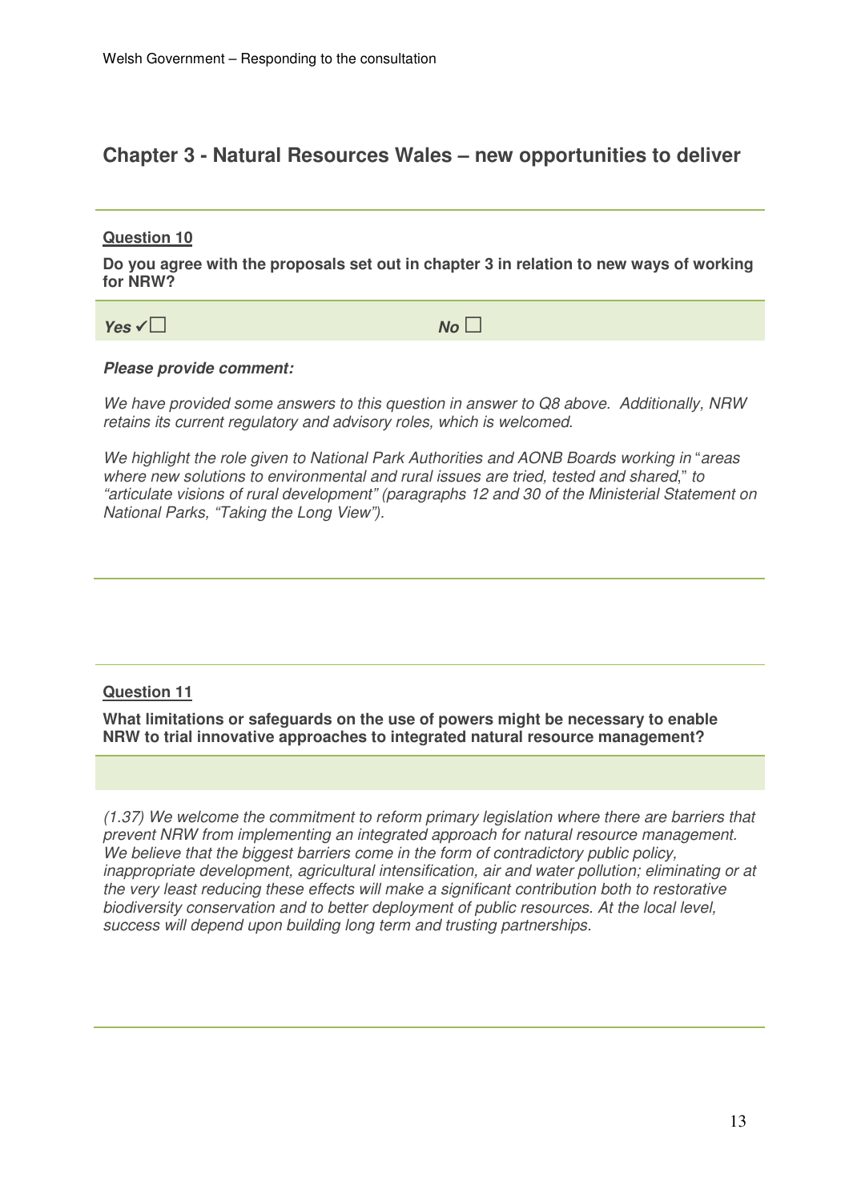## Chapter 3 - Natural Resources Wales – new opportunities to deliver

**Question 10**

**Do you agree with the proposals set out in chapter 3 in relation to new ways of working for NRW?**

***Yes*** ✓☐ ***No*** ☐

***Please provide comment:***

*We have provided some answers to this question in answer to Q8 above. Additionally, NRW retains its current regulatory and advisory roles, which is welcomed.*

*We highlight the role given to National Park Authorities and AONB Boards working in "areas where new solutions to environmental and rural issues are tried, tested and shared," to "articulate visions of rural development" (paragraphs 12 and 30 of the Ministerial Statement on National Parks, "Taking the Long View").*

**Question 11**

**What limitations or safeguards on the use of powers might be necessary to enable NRW to trial innovative approaches to integrated natural resource management?**

*(1.37) We welcome the commitment to reform primary legislation where there are barriers that prevent NRW from implementing an integrated approach for natural resource management. We believe that the biggest barriers come in the form of contradictory public policy, inappropriate development, agricultural intensification, air and water pollution; eliminating or at the very least reducing these effects will make a significant contribution both to restorative biodiversity conservation and to better deployment of public resources. At the local level, success will depend upon building long term and trusting partnerships.*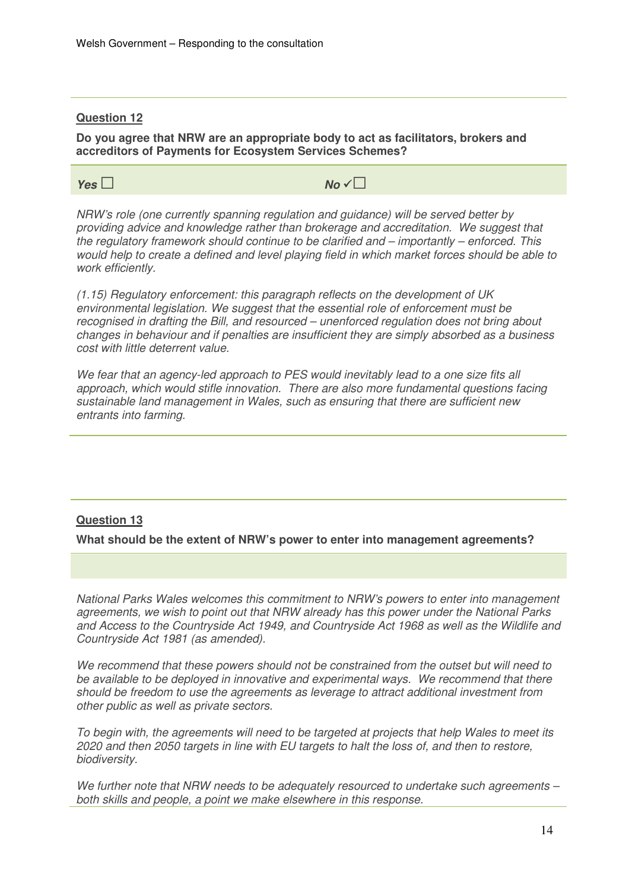**Question 12**

**Do you agree that NRW are an appropriate body to act as facilitators, brokers and accreditors of Payments for Ecosystem Services Schemes?**

***Yes*** ☐ ***No*** ✓☐

*NRW's role (one currently spanning regulation and guidance) will be served better by providing advice and knowledge rather than brokerage and accreditation. We suggest that the regulatory framework should continue to be clarified and – importantly – enforced. This would help to create a defined and level playing field in which market forces should be able to work efficiently.*

*(1.15) Regulatory enforcement: this paragraph reflects on the development of UK environmental legislation. We suggest that the essential role of enforcement must be recognised in drafting the Bill, and resourced – unenforced regulation does not bring about changes in behaviour and if penalties are insufficient they are simply absorbed as a business cost with little deterrent value.*

*We fear that an agency-led approach to PES would inevitably lead to a one size fits all approach, which would stifle innovation. There are also more fundamental questions facing sustainable land management in Wales, such as ensuring that there are sufficient new entrants into farming.*

**Question 13**

**What should be the extent of NRW's power to enter into management agreements?**

*National Parks Wales welcomes this commitment to NRW's powers to enter into management agreements, we wish to point out that NRW already has this power under the National Parks and Access to the Countryside Act 1949, and Countryside Act 1968 as well as the Wildlife and Countryside Act 1981 (as amended).*

*We recommend that these powers should not be constrained from the outset but will need to be available to be deployed in innovative and experimental ways. We recommend that there should be freedom to use the agreements as leverage to attract additional investment from other public as well as private sectors.*

*To begin with, the agreements will need to be targeted at projects that help Wales to meet its 2020 and then 2050 targets in line with EU targets to halt the loss of, and then to restore, biodiversity.*

*We further note that NRW needs to be adequately resourced to undertake such agreements – both skills and people, a point we make elsewhere in this response.*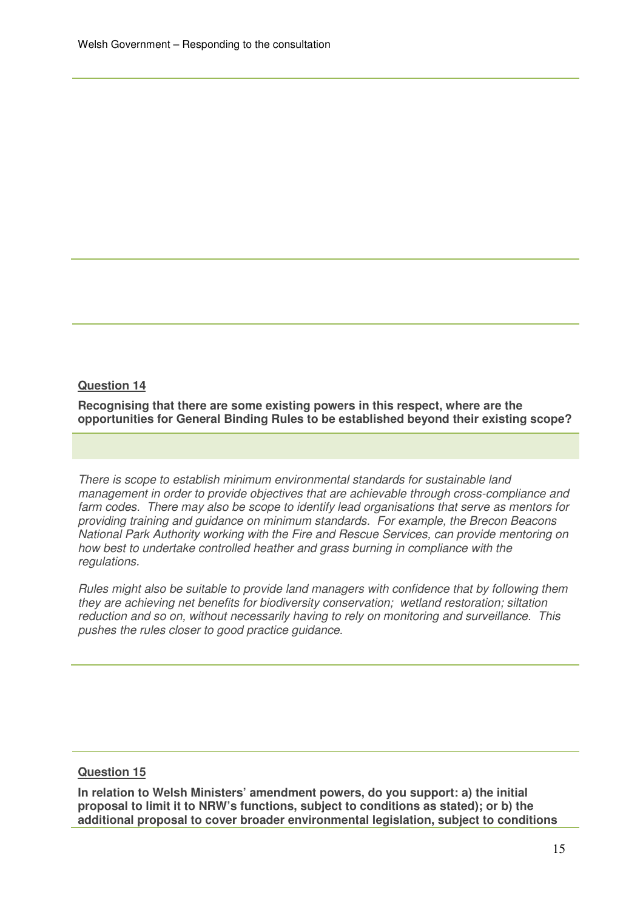**<u>Question 14</u>**

**Recognising that there are some existing powers in this respect, where are the opportunities for General Binding Rules to be established beyond their existing scope?**

*There is scope to establish minimum environmental standards for sustainable land management in order to provide objectives that are achievable through cross-compliance and farm codes. There may also be scope to identify lead organisations that serve as mentors for providing training and guidance on minimum standards. For example, the Brecon Beacons National Park Authority working with the Fire and Rescue Services, can provide mentoring on how best to undertake controlled heather and grass burning in compliance with the regulations.*

*Rules might also be suitable to provide land managers with confidence that by following them they are achieving net benefits for biodiversity conservation; wetland restoration; siltation reduction and so on, without necessarily having to rely on monitoring and surveillance. This pushes the rules closer to good practice guidance.*

**<u>Question 15</u>**

**In relation to Welsh Ministers' amendment powers, do you support: a) the initial proposal to limit it to NRW's functions, subject to conditions as stated); or b) the additional proposal to cover broader environmental legislation, subject to conditions**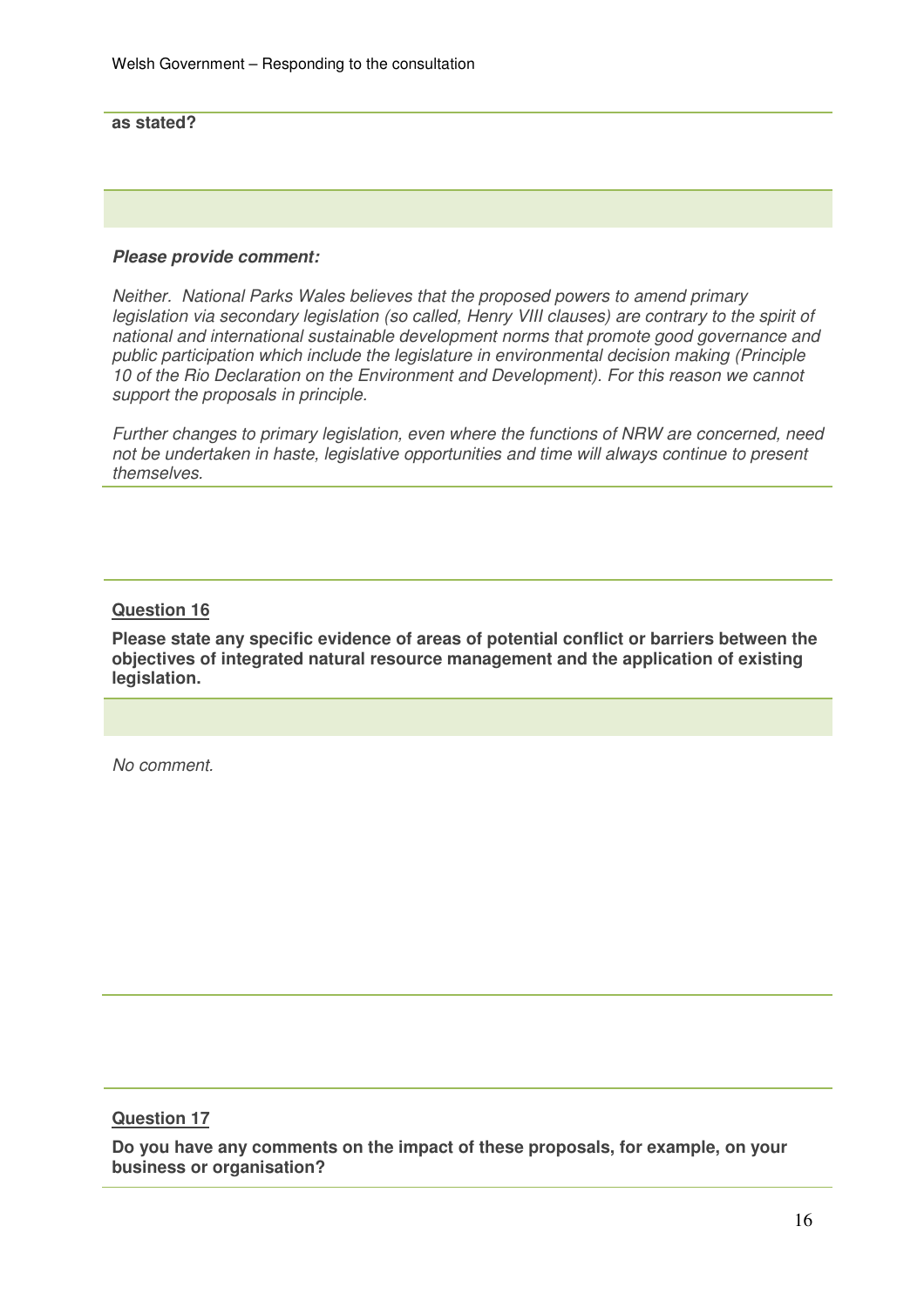**as stated?**

***Please provide comment:***

*Neither. National Parks Wales believes that the proposed powers to amend primary legislation via secondary legislation (so called, Henry VIII clauses) are contrary to the spirit of national and international sustainable development norms that promote good governance and public participation which include the legislature in environmental decision making (Principle 10 of the Rio Declaration on the Environment and Development). For this reason we cannot support the proposals in principle.*

*Further changes to primary legislation, even where the functions of NRW are concerned, need not be undertaken in haste, legislative opportunities and time will always continue to present themselves.*

**Question 16**

**Please state any specific evidence of areas of potential conflict or barriers between the objectives of integrated natural resource management and the application of existing legislation.**

*No comment.*

**Question 17**

**Do you have any comments on the impact of these proposals, for example, on your business or organisation?**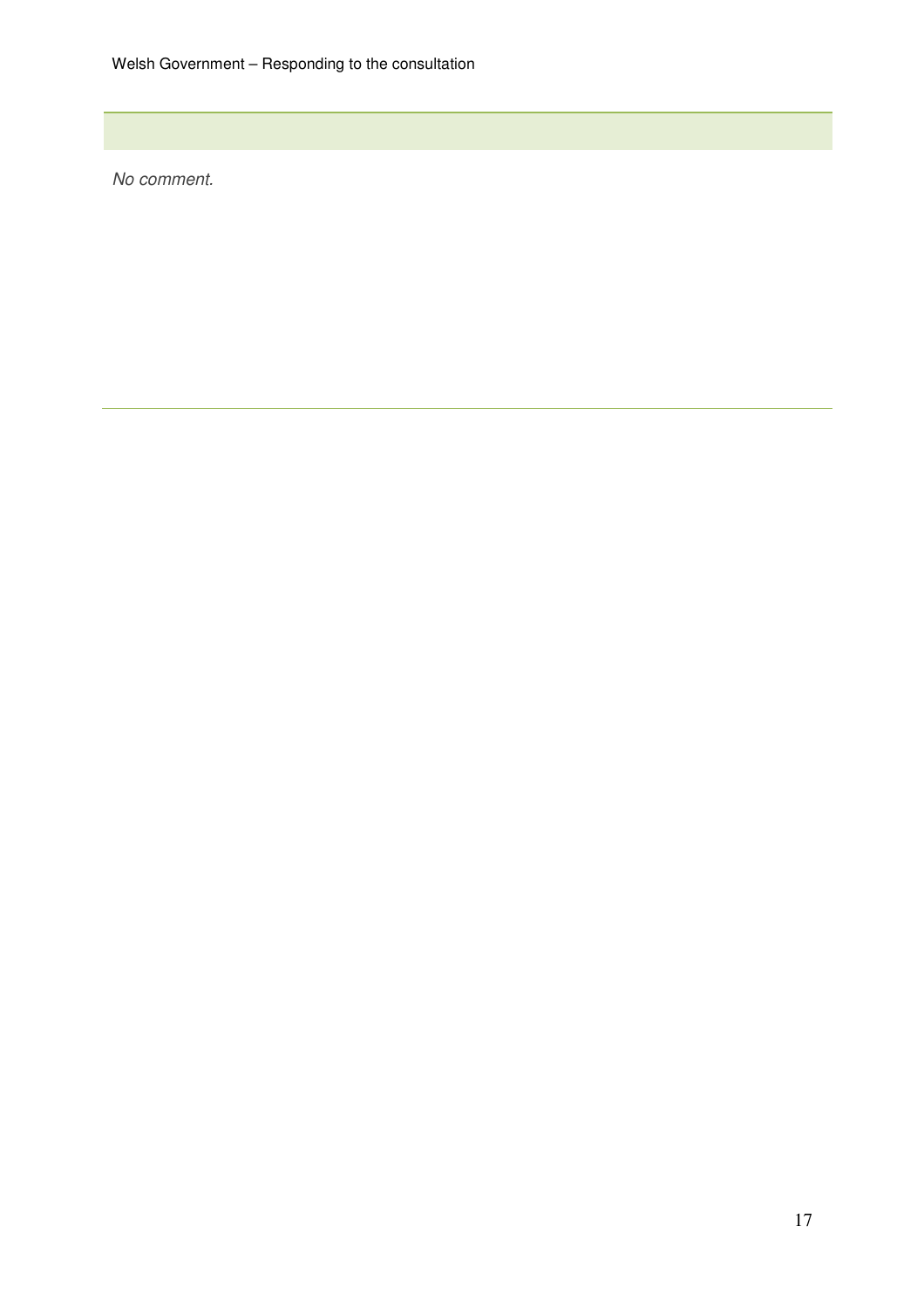*No comment.*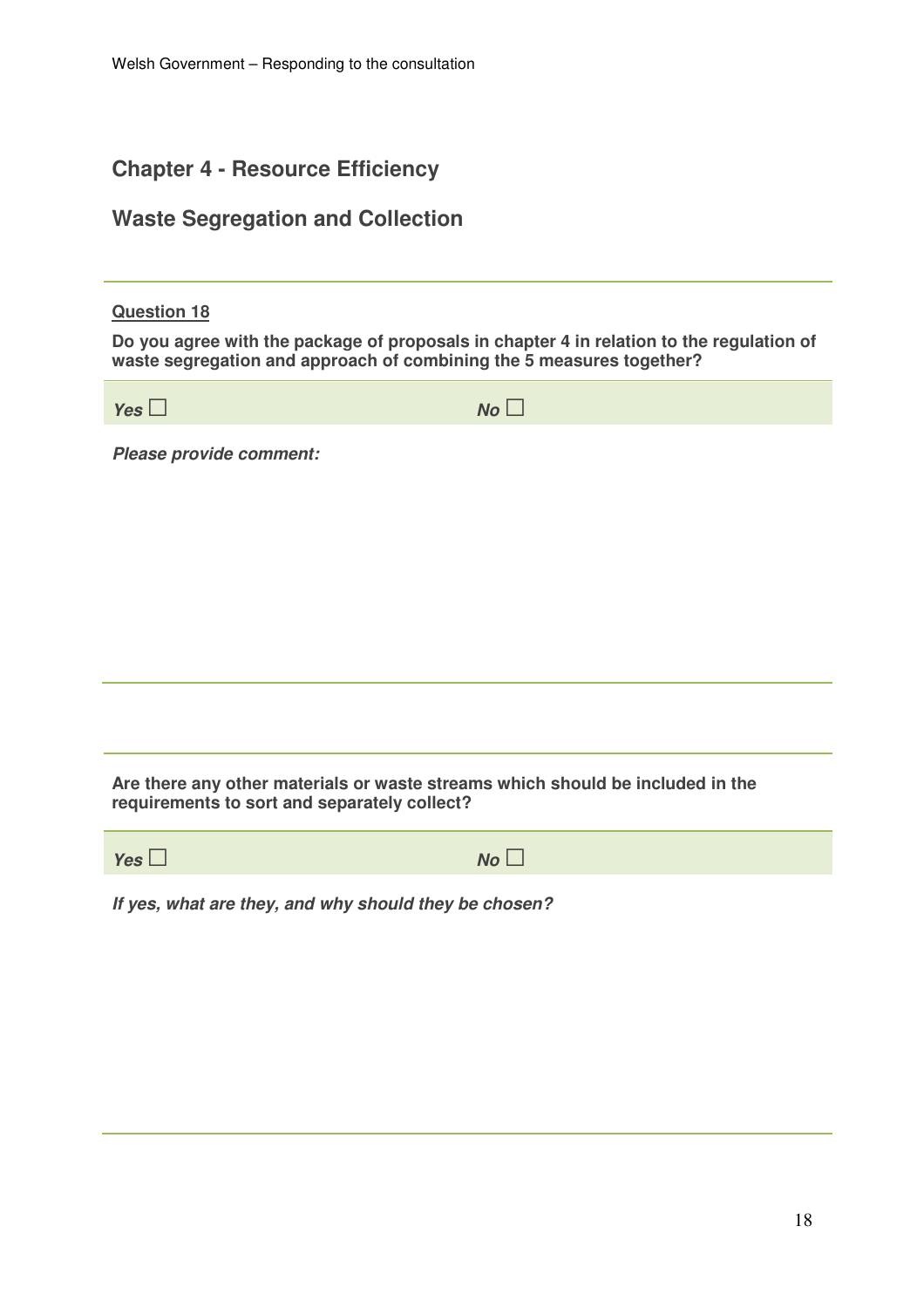## Chapter 4 - Resource Efficiency

## Waste Segregation and Collection

**Question 18**

**Do you agree with the package of proposals in chapter 4 in relation to the regulation of waste segregation and approach of combining the 5 measures together?**

***Yes*** ☐ ***No*** ☐

***Please provide comment:***

**Are there any other materials or waste streams which should be included in the requirements to sort and separately collect?**

***Yes*** ☐ ***No*** ☐

***If yes, what are they, and why should they be chosen?***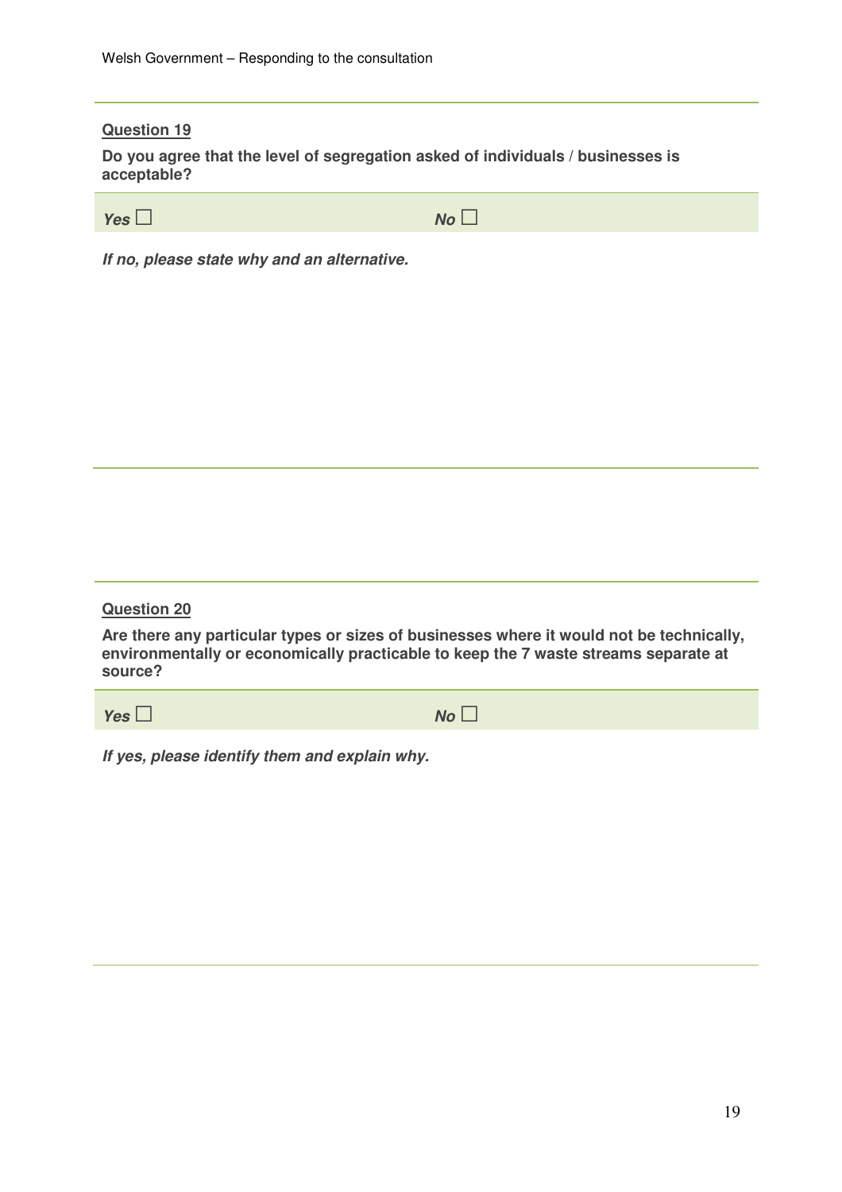**Question 19**

**Do you agree that the level of segregation asked of individuals / businesses is acceptable?**

| ***Yes*** ☐ | ***No*** ☐ |
|---|---|

***If no, please state why and an alternative.***

**Question 20**

**Are there any particular types or sizes of businesses where it would not be technically, environmentally or economically practicable to keep the 7 waste streams separate at source?**

| ***Yes*** ☐ | ***No*** ☐ |
|---|---|

***If yes, please identify them and explain why.***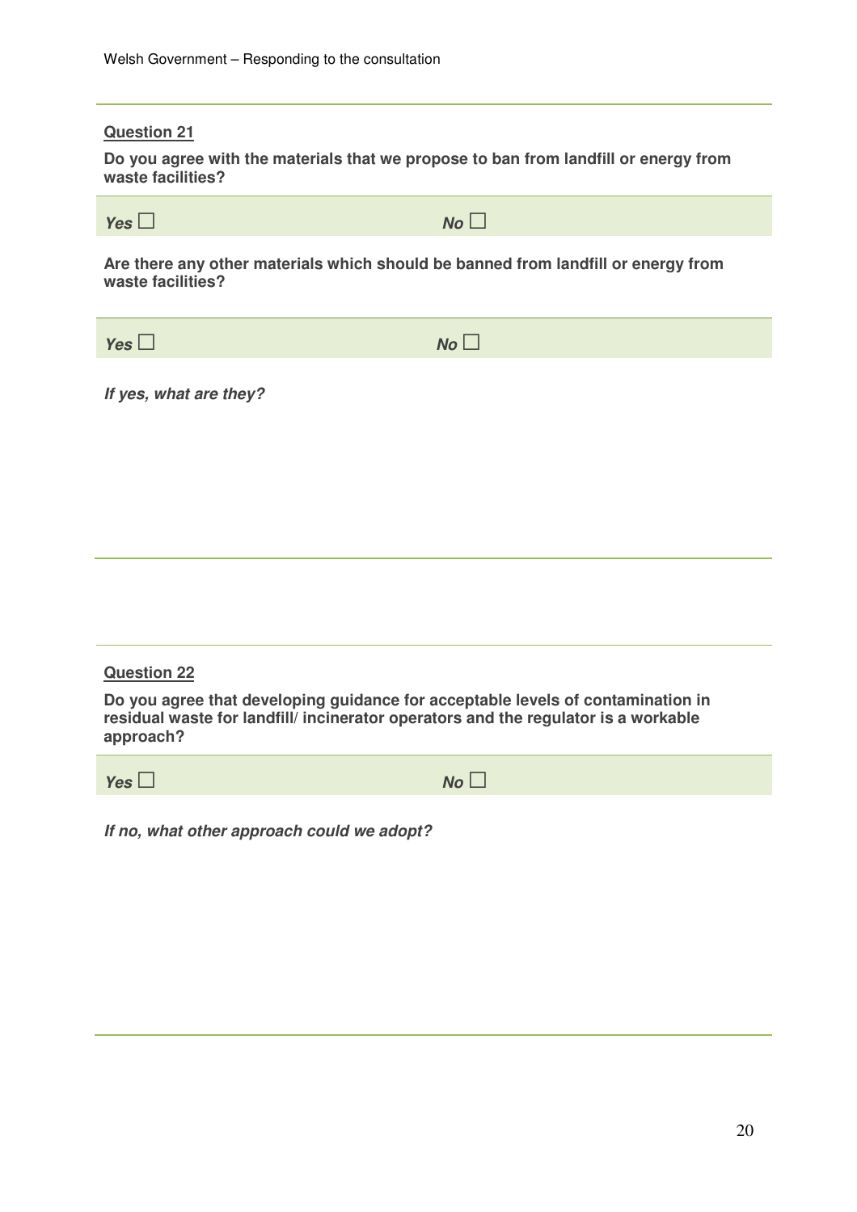**Question 21**

**Do you agree with the materials that we propose to ban from landfill or energy from waste facilities?**

***Yes*** ☐ ***No*** ☐

**Are there any other materials which should be banned from landfill or energy from waste facilities?**

***Yes*** ☐ ***No*** ☐

***If yes, what are they?***

**Question 22**

**Do you agree that developing guidance for acceptable levels of contamination in residual waste for landfill/ incinerator operators and the regulator is a workable approach?**

***Yes*** ☐ ***No*** ☐

***If no, what other approach could we adopt?***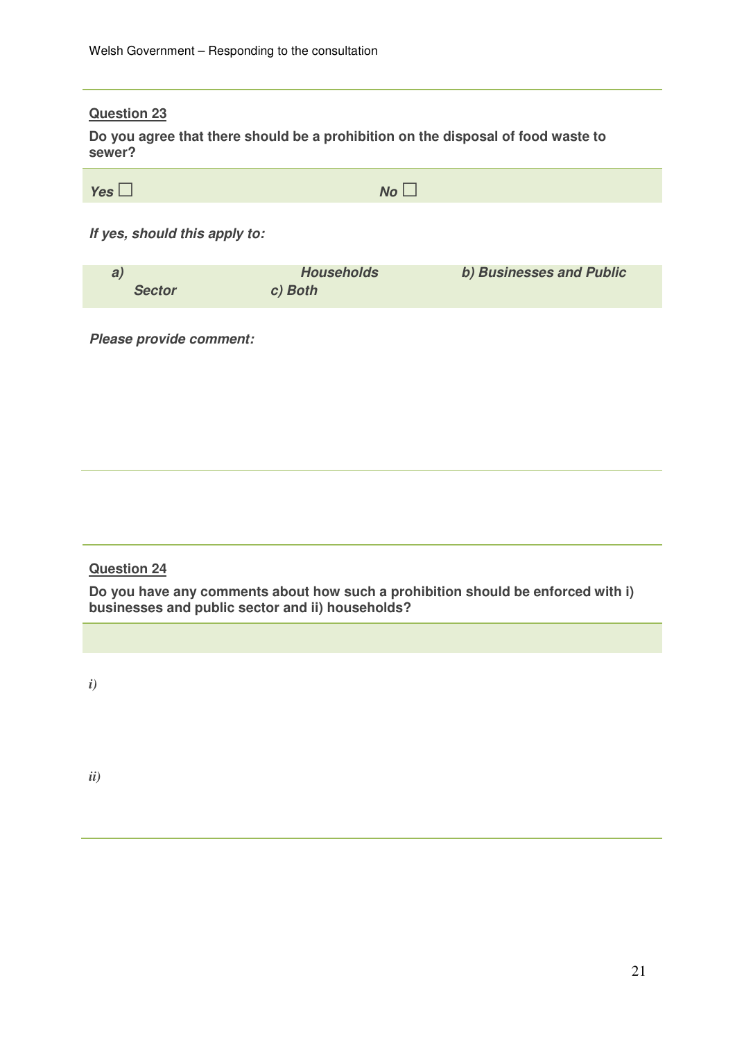**Question 23**

**Do you agree that there should be a prohibition on the disposal of food waste to sewer?**

***Yes*** ☐ ***No*** ☐

***If yes, should this apply to:***

***a) Households*** ***b) Businesses and Public Sector*** ***c) Both***

***Please provide comment:***

**Question 24**

**Do you have any comments about how such a prohibition should be enforced with i) businesses and public sector and ii) households?**

*i)*

*ii)*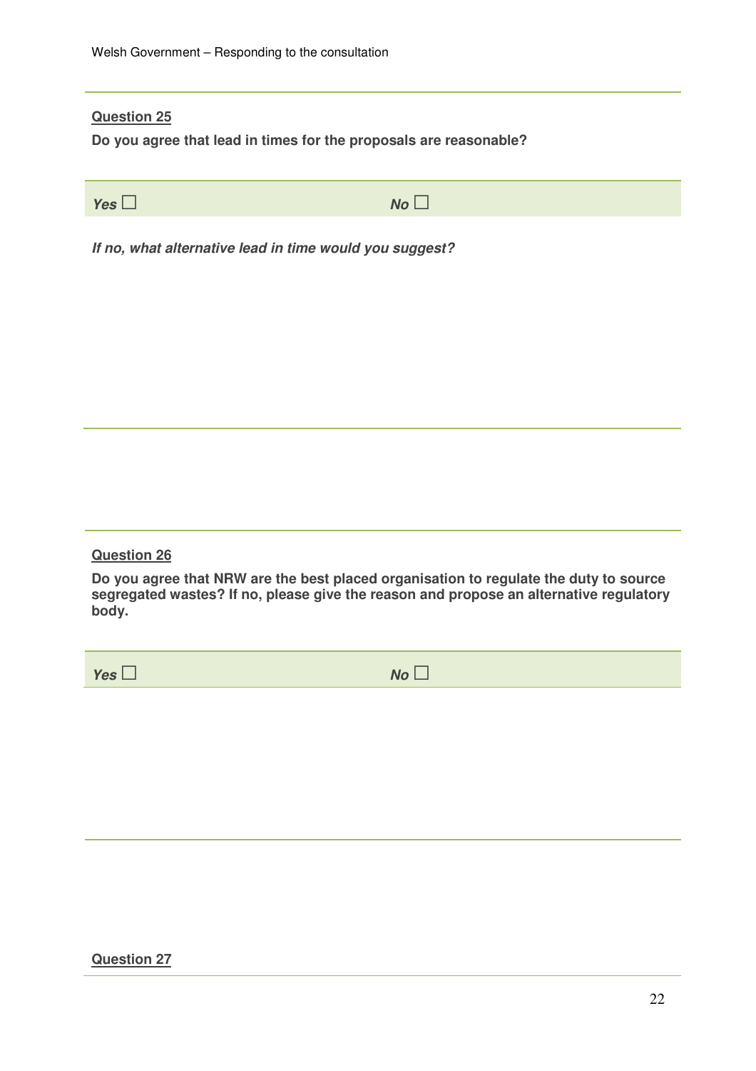**Question 25**

**Do you agree that lead in times for the proposals are reasonable?**

| *Yes* ☐ | *No* ☐ |
|---|---|

***If no, what alternative lead in time would you suggest?***

**Question 26**

**Do you agree that NRW are the best placed organisation to regulate the duty to source segregated wastes? If no, please give the reason and propose an alternative regulatory body.**

| *Yes* ☐ | *No* ☐ |
|---|---|

**Question 27**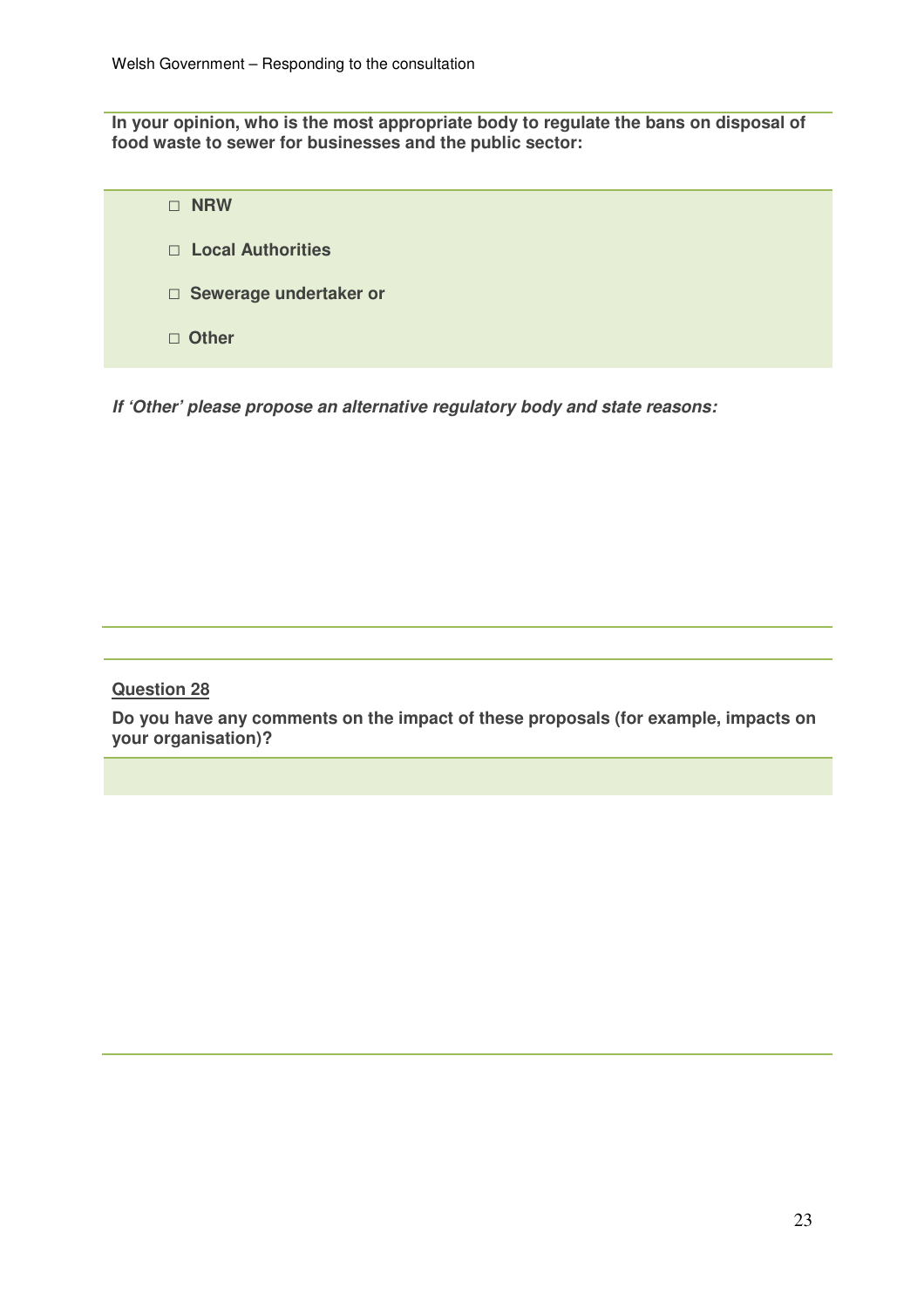**In your opinion, who is the most appropriate body to regulate the bans on disposal of food waste to sewer for businesses and the public sector:**

- □ **NRW**
- □ **Local Authorities**
- □ **Sewerage undertaker or**
- □ **Other**

***If 'Other' please propose an alternative regulatory body and state reasons:***

**Question 28**

**Do you have any comments on the impact of these proposals (for example, impacts on your organisation)?**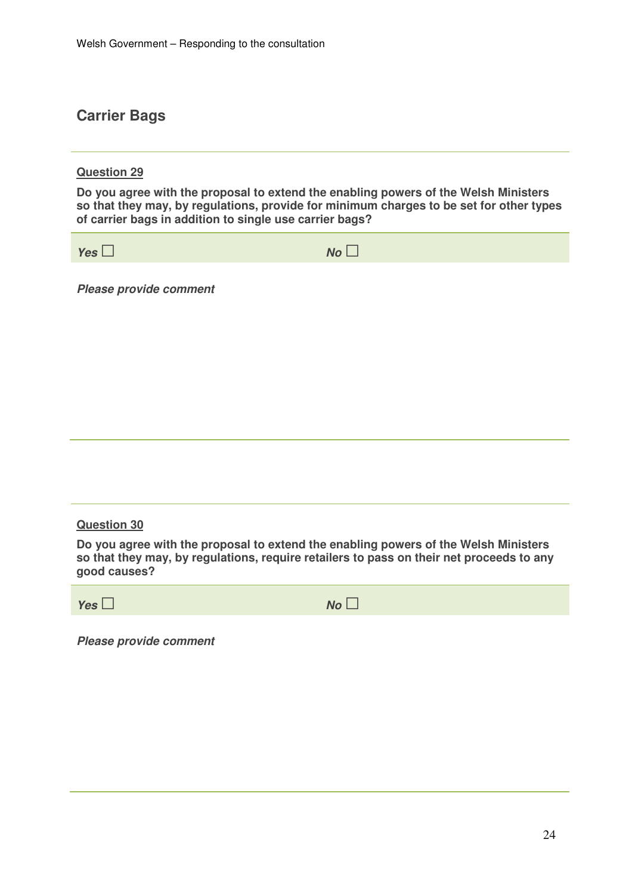## Carrier Bags

**Question 29**

**Do you agree with the proposal to extend the enabling powers of the Welsh Ministers so that they may, by regulations, provide for minimum charges to be set for other types of carrier bags in addition to single use carrier bags?**

| ***Yes*** ☐ | ***No*** ☐ |
|---|---|

***Please provide comment***

**Question 30**

**Do you agree with the proposal to extend the enabling powers of the Welsh Ministers so that they may, by regulations, require retailers to pass on their net proceeds to any good causes?**

| ***Yes*** ☐ | ***No*** ☐ |
|---|---|

***Please provide comment***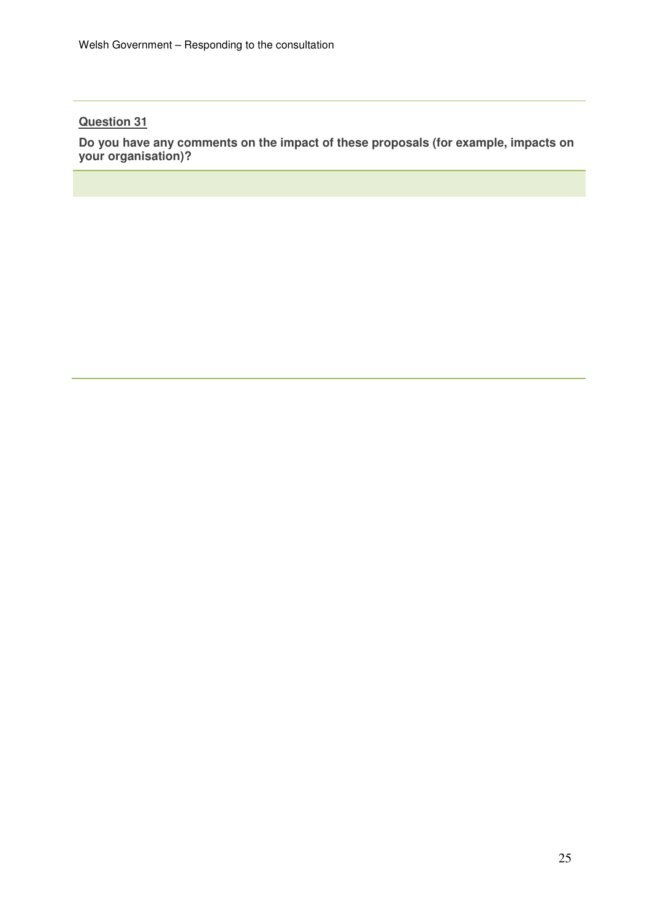**Question 31**

**Do you have any comments on the impact of these proposals (for example, impacts on your organisation)?**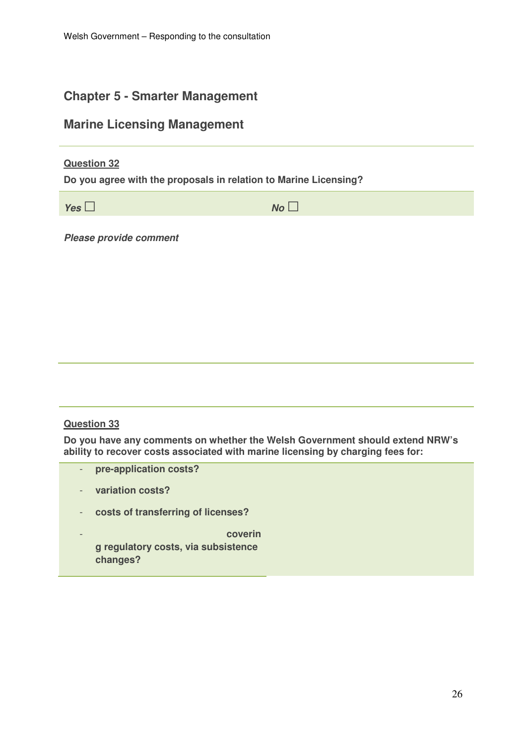## Chapter 5 - Smarter Management

## Marine Licensing Management

**Question 32**

**Do you agree with the proposals in relation to Marine Licensing?**

***Yes*** ☐ ***No*** ☐

***Please provide comment***

**Question 33**

**Do you have any comments on whether the Welsh Government should extend NRW's ability to recover costs associated with marine licensing by charging fees for:**

- **pre-application costs?**
- **variation costs?**
- **costs of transferring of licenses?**
- **covering regulatory costs, via subsistence changes?**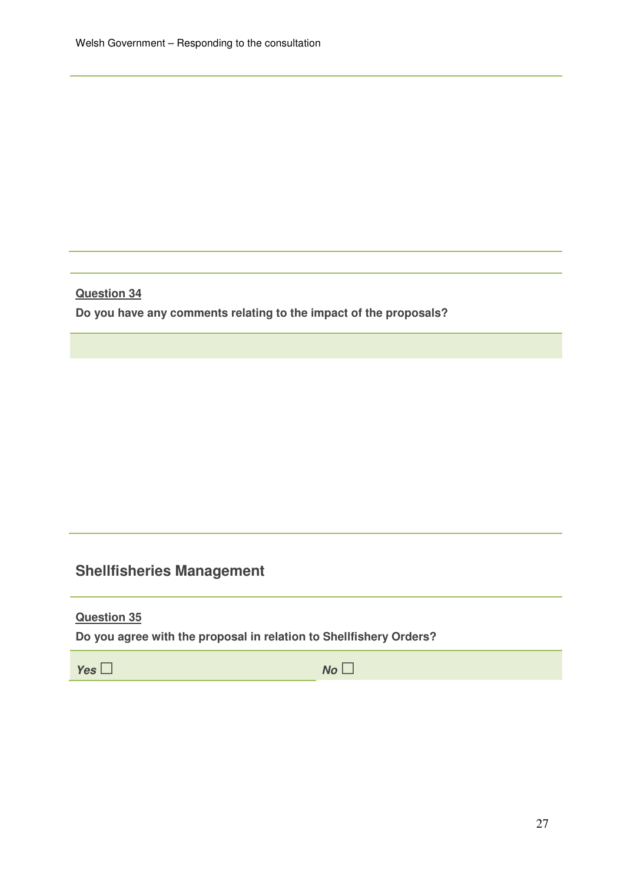**Question 34**

**Do you have any comments relating to the impact of the proposals?**

## Shellfisheries Management

**Question 35**

**Do you agree with the proposal in relation to Shellfishery Orders?**

***Yes*** ☐ ***No*** ☐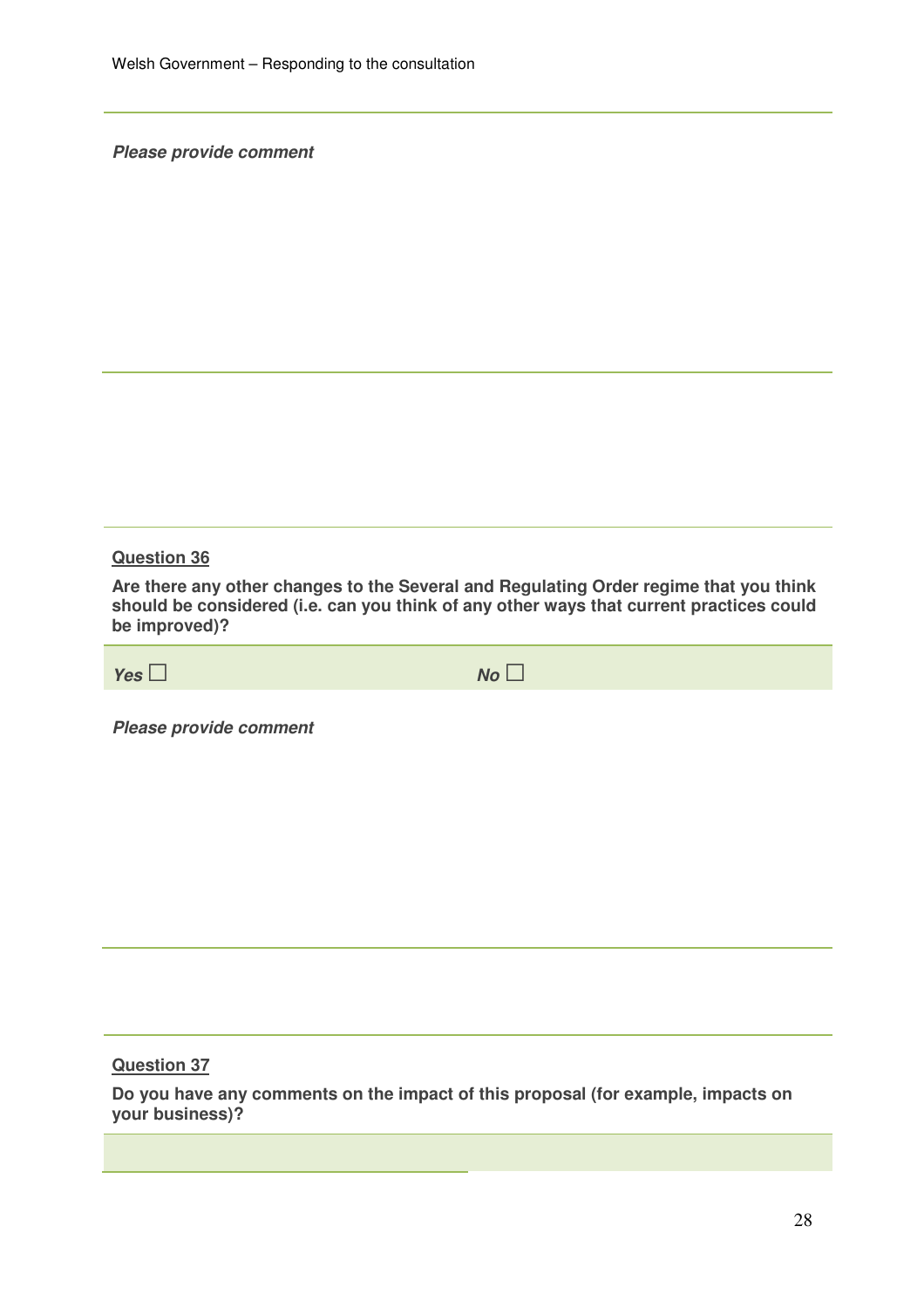***Please provide comment***

**Question 36**

**Are there any other changes to the Several and Regulating Order regime that you think should be considered (i.e. can you think of any other ways that current practices could be improved)?**

| ***Yes*** ☐ | ***No*** ☐ |
|---|---|

***Please provide comment***

**Question 37**

**Do you have any comments on the impact of this proposal (for example, impacts on your business)?**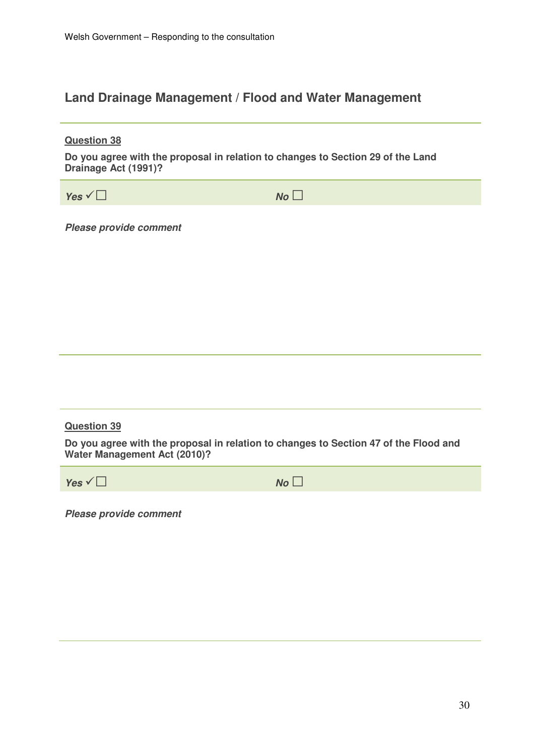## Land Drainage Management / Flood and Water Management

**Question 38**

**Do you agree with the proposal in relation to changes to Section 29 of the Land Drainage Act (1991)?**

***Yes*** ✓☐ ***No*** ☐

***Please provide comment***

**Question 39**

**Do you agree with the proposal in relation to changes to Section 47 of the Flood and Water Management Act (2010)?**

***Yes*** ✓☐ ***No*** ☐

***Please provide comment***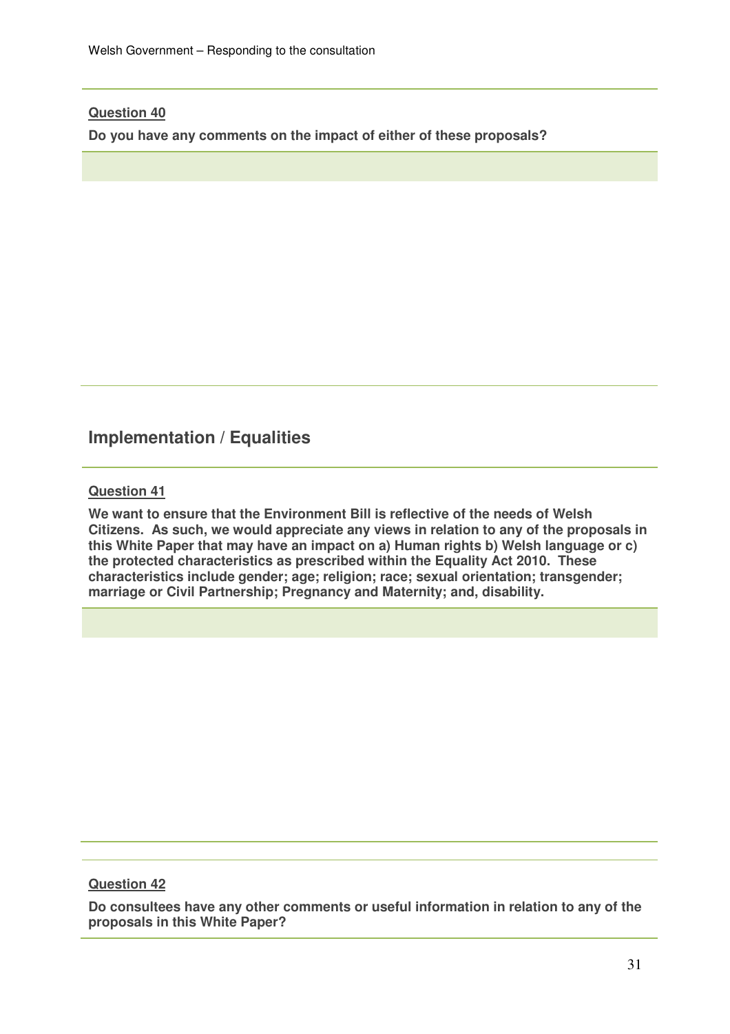**Question 40**

**Do you have any comments on the impact of either of these proposals?**

## Implementation / Equalities

**Question 41**

**We want to ensure that the Environment Bill is reflective of the needs of Welsh Citizens. As such, we would appreciate any views in relation to any of the proposals in this White Paper that may have an impact on a) Human rights b) Welsh language or c) the protected characteristics as prescribed within the Equality Act 2010. These characteristics include gender; age; religion; race; sexual orientation; transgender; marriage or Civil Partnership; Pregnancy and Maternity; and, disability.**

**Question 42**

**Do consultees have any other comments or useful information in relation to any of the proposals in this White Paper?**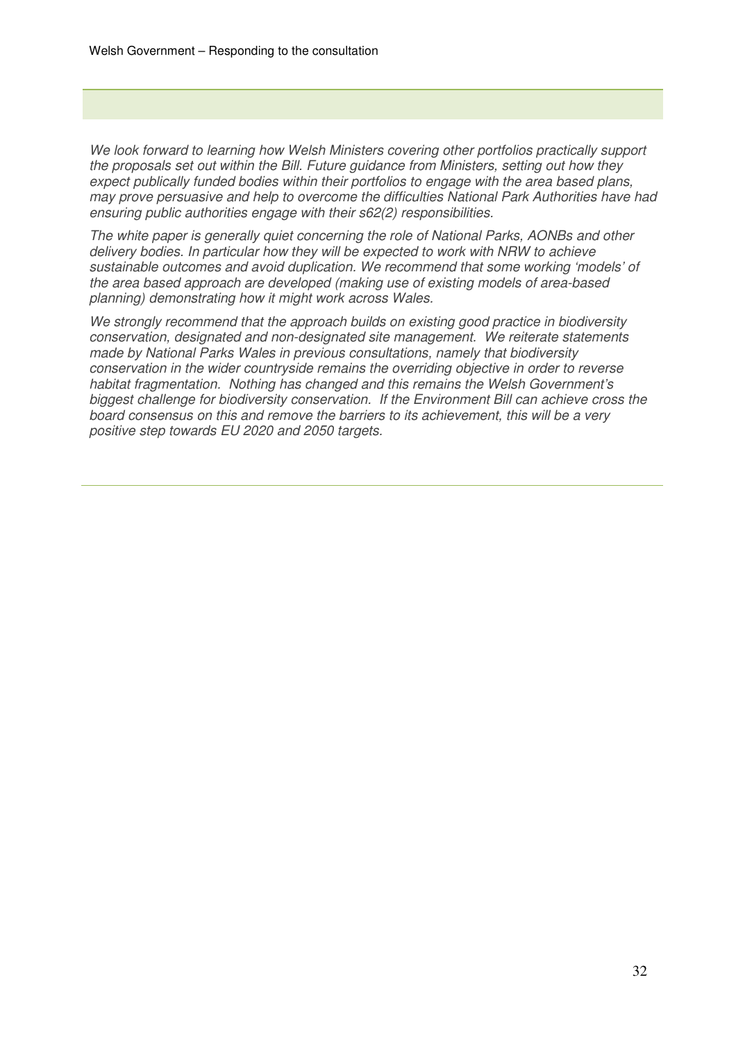*We look forward to learning how Welsh Ministers covering other portfolios practically support the proposals set out within the Bill. Future guidance from Ministers, setting out how they expect publically funded bodies within their portfolios to engage with the area based plans, may prove persuasive and help to overcome the difficulties National Park Authorities have had ensuring public authorities engage with their s62(2) responsibilities.*

*The white paper is generally quiet concerning the role of National Parks, AONBs and other delivery bodies. In particular how they will be expected to work with NRW to achieve sustainable outcomes and avoid duplication. We recommend that some working 'models' of the area based approach are developed (making use of existing models of area-based planning) demonstrating how it might work across Wales.*

*We strongly recommend that the approach builds on existing good practice in biodiversity conservation, designated and non-designated site management. We reiterate statements made by National Parks Wales in previous consultations, namely that biodiversity conservation in the wider countryside remains the overriding objective in order to reverse habitat fragmentation. Nothing has changed and this remains the Welsh Government's biggest challenge for biodiversity conservation. If the Environment Bill can achieve cross the board consensus on this and remove the barriers to its achievement, this will be a very positive step towards EU 2020 and 2050 targets.*